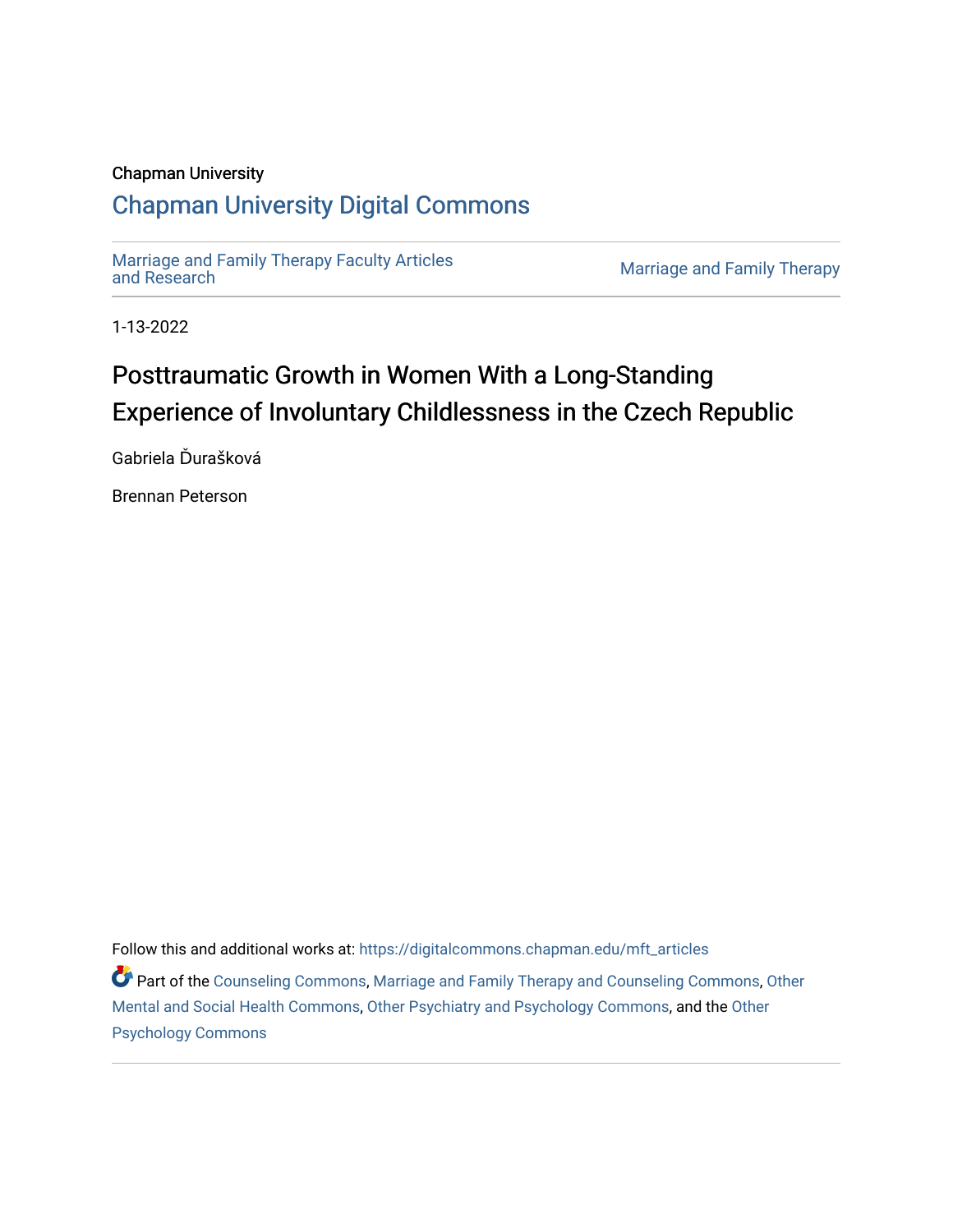Chapman University

# Chapman University Digital Commons

Marriage and Family Therapy Faculty Articles and Research

Marriage and Family Therapy

1-13-2022

# Posttraumatic Growth in Women With a Long-Standing Experience of Involuntary Childlessness in the Czech Republic

Gabriela Ďurašková

Brennan Peterson

Follow this and additional works at: https://digitalcommons.chapman.edu/mft_articles

Part of the Counseling Commons, Marriage and Family Therapy and Counseling Commons, Other Mental and Social Health Commons, Other Psychiatry and Psychology Commons, and the Other Psychology Commons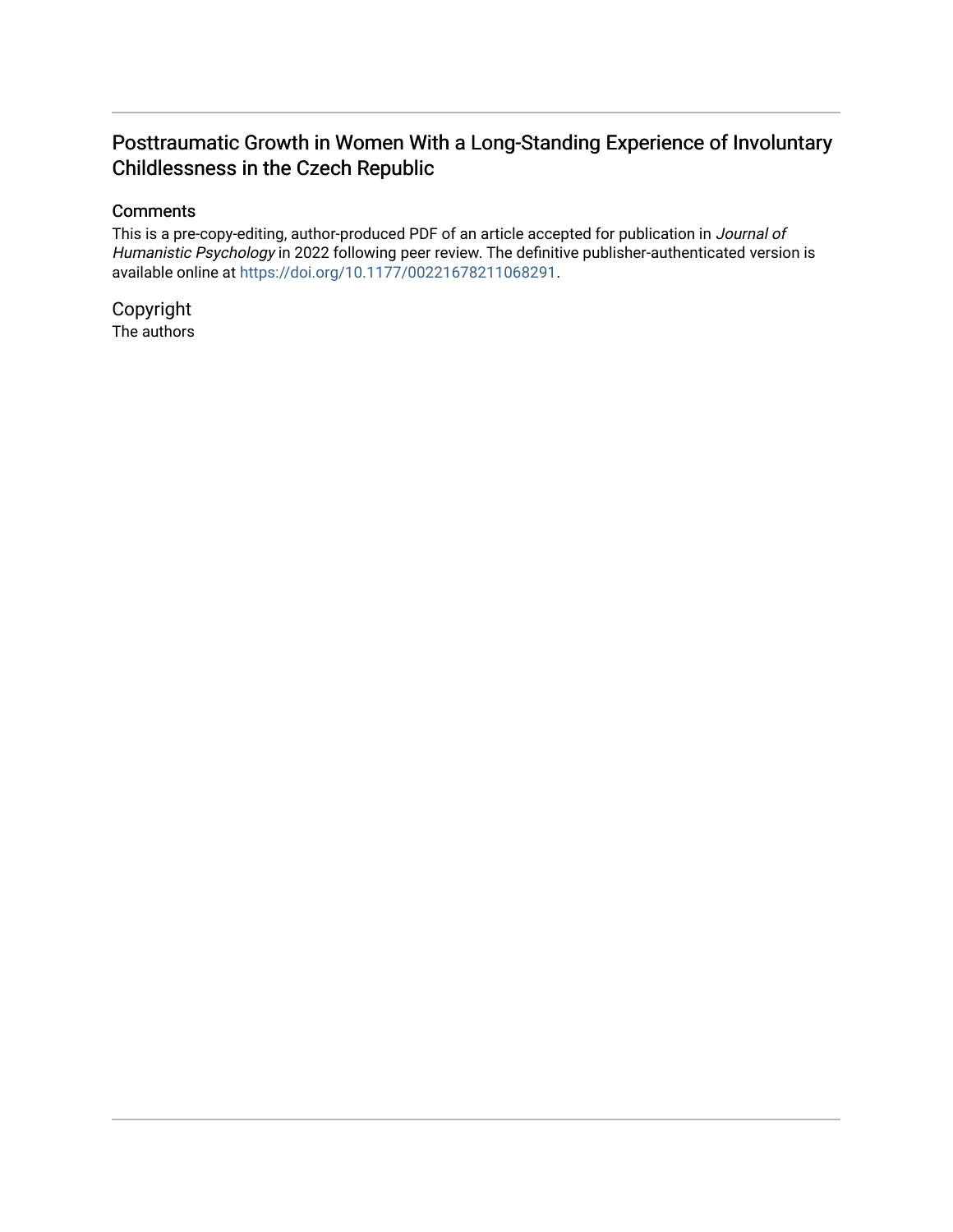# Posttraumatic Growth in Women With a Long-Standing Experience of Involuntary Childlessness in the Czech Republic

## Comments

This is a pre-copy-editing, author-produced PDF of an article accepted for publication in *Journal of Humanistic Psychology* in 2022 following peer review. The definitive publisher-authenticated version is available online at https://doi.org/10.1177/00221678211068291.

## Copyright

The authors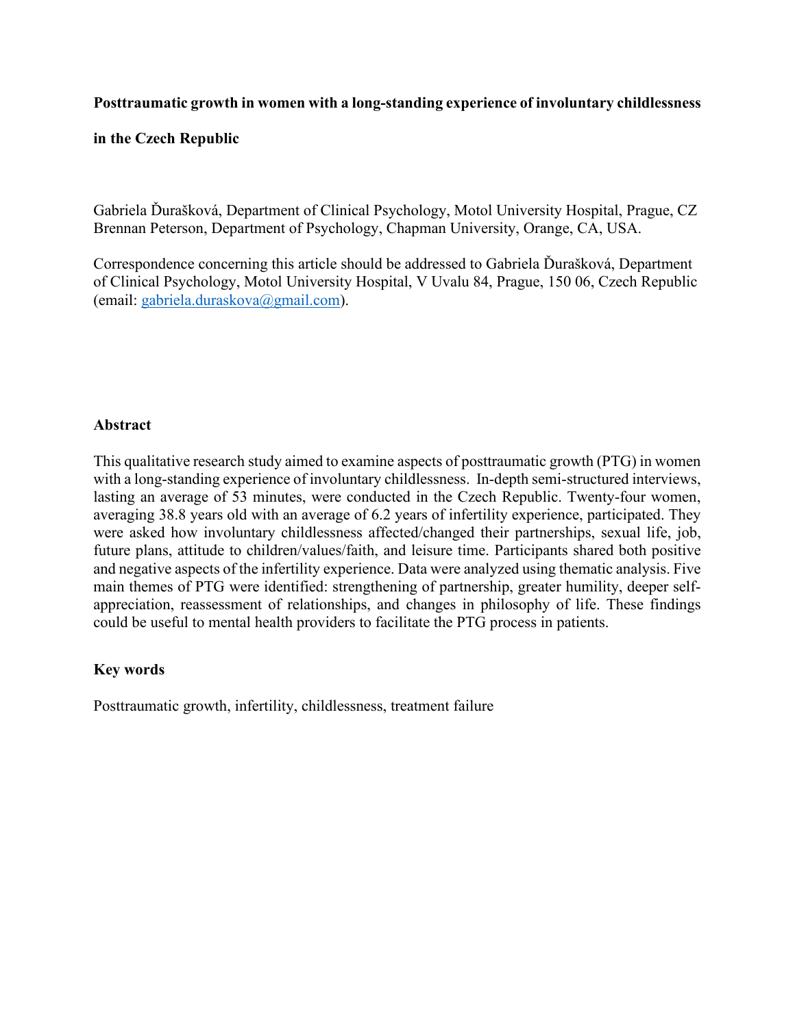**Posttraumatic growth in women with a long-standing experience of involuntary childlessness in the Czech Republic**

Gabriela Ďurašková, Department of Clinical Psychology, Motol University Hospital, Prague, CZ
Brennan Peterson, Department of Psychology, Chapman University, Orange, CA, USA.

Correspondence concerning this article should be addressed to Gabriela Ďurašková, Department of Clinical Psychology, Motol University Hospital, V Uvalu 84, Prague, 150 06, Czech Republic (email: gabriela.duraskova@gmail.com).

## Abstract

This qualitative research study aimed to examine aspects of posttraumatic growth (PTG) in women with a long-standing experience of involuntary childlessness. In-depth semi-structured interviews, lasting an average of 53 minutes, were conducted in the Czech Republic. Twenty-four women, averaging 38.8 years old with an average of 6.2 years of infertility experience, participated. They were asked how involuntary childlessness affected/changed their partnerships, sexual life, job, future plans, attitude to children/values/faith, and leisure time. Participants shared both positive and negative aspects of the infertility experience. Data were analyzed using thematic analysis. Five main themes of PTG were identified: strengthening of partnership, greater humility, deeper self-appreciation, reassessment of relationships, and changes in philosophy of life. These findings could be useful to mental health providers to facilitate the PTG process in patients.

## Key words

Posttraumatic growth, infertility, childlessness, treatment failure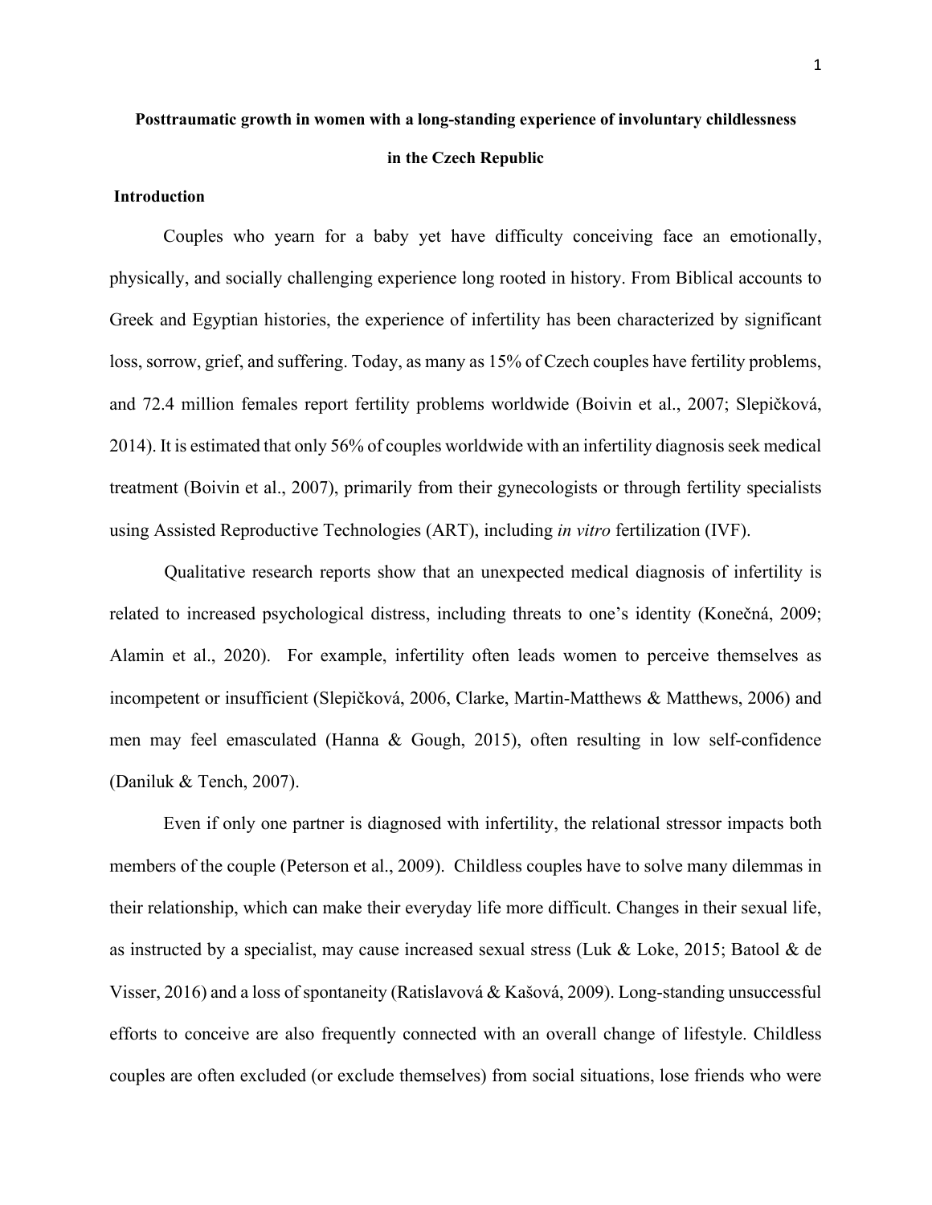**Posttraumatic growth in women with a long-standing experience of involuntary childlessness in the Czech Republic**

**Introduction**

Couples who yearn for a baby yet have difficulty conceiving face an emotionally, physically, and socially challenging experience long rooted in history. From Biblical accounts to Greek and Egyptian histories, the experience of infertility has been characterized by significant loss, sorrow, grief, and suffering. Today, as many as 15% of Czech couples have fertility problems, and 72.4 million females report fertility problems worldwide (Boivin et al., 2007; Slepičková, 2014). It is estimated that only 56% of couples worldwide with an infertility diagnosis seek medical treatment (Boivin et al., 2007), primarily from their gynecologists or through fertility specialists using Assisted Reproductive Technologies (ART), including *in vitro* fertilization (IVF).

Qualitative research reports show that an unexpected medical diagnosis of infertility is related to increased psychological distress, including threats to one's identity (Konečná, 2009; Alamin et al., 2020). For example, infertility often leads women to perceive themselves as incompetent or insufficient (Slepičková, 2006, Clarke, Martin-Matthews & Matthews, 2006) and men may feel emasculated (Hanna & Gough, 2015), often resulting in low self-confidence (Daniluk & Tench, 2007).

Even if only one partner is diagnosed with infertility, the relational stressor impacts both members of the couple (Peterson et al., 2009). Childless couples have to solve many dilemmas in their relationship, which can make their everyday life more difficult. Changes in their sexual life, as instructed by a specialist, may cause increased sexual stress (Luk & Loke, 2015; Batool & de Visser, 2016) and a loss of spontaneity (Ratislavová & Kašová, 2009). Long-standing unsuccessful efforts to conceive are also frequently connected with an overall change of lifestyle. Childless couples are often excluded (or exclude themselves) from social situations, lose friends who were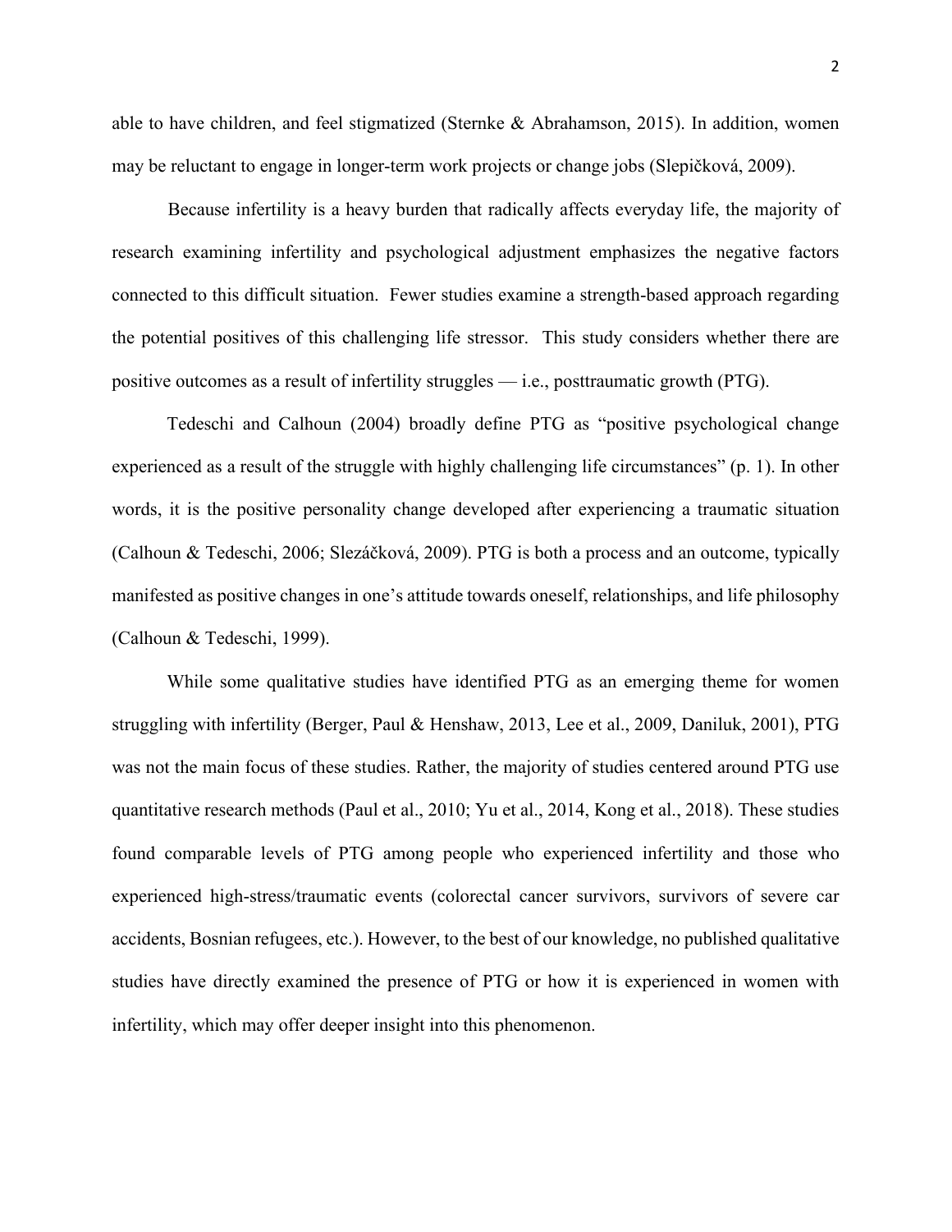able to have children, and feel stigmatized (Sternke & Abrahamson, 2015). In addition, women may be reluctant to engage in longer-term work projects or change jobs (Slepičková, 2009).

Because infertility is a heavy burden that radically affects everyday life, the majority of research examining infertility and psychological adjustment emphasizes the negative factors connected to this difficult situation. Fewer studies examine a strength-based approach regarding the potential positives of this challenging life stressor. This study considers whether there are positive outcomes as a result of infertility struggles — i.e., posttraumatic growth (PTG).

Tedeschi and Calhoun (2004) broadly define PTG as "positive psychological change experienced as a result of the struggle with highly challenging life circumstances" (p. 1). In other words, it is the positive personality change developed after experiencing a traumatic situation (Calhoun & Tedeschi, 2006; Slezáčková, 2009). PTG is both a process and an outcome, typically manifested as positive changes in one's attitude towards oneself, relationships, and life philosophy (Calhoun & Tedeschi, 1999).

While some qualitative studies have identified PTG as an emerging theme for women struggling with infertility (Berger, Paul & Henshaw, 2013, Lee et al., 2009, Daniluk, 2001), PTG was not the main focus of these studies. Rather, the majority of studies centered around PTG use quantitative research methods (Paul et al., 2010; Yu et al., 2014, Kong et al., 2018). These studies found comparable levels of PTG among people who experienced infertility and those who experienced high-stress/traumatic events (colorectal cancer survivors, survivors of severe car accidents, Bosnian refugees, etc.). However, to the best of our knowledge, no published qualitative studies have directly examined the presence of PTG or how it is experienced in women with infertility, which may offer deeper insight into this phenomenon.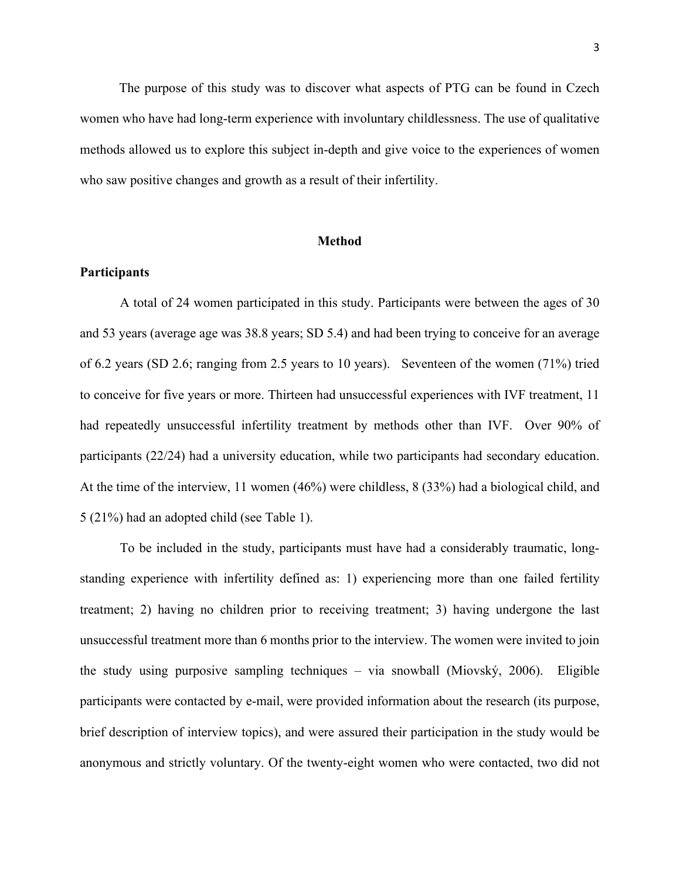The purpose of this study was to discover what aspects of PTG can be found in Czech women who have had long-term experience with involuntary childlessness. The use of qualitative methods allowed us to explore this subject in-depth and give voice to the experiences of women who saw positive changes and growth as a result of their infertility.

## Method

### Participants

A total of 24 women participated in this study. Participants were between the ages of 30 and 53 years (average age was 38.8 years; SD 5.4) and had been trying to conceive for an average of 6.2 years (SD 2.6; ranging from 2.5 years to 10 years). Seventeen of the women (71%) tried to conceive for five years or more. Thirteen had unsuccessful experiences with IVF treatment, 11 had repeatedly unsuccessful infertility treatment by methods other than IVF. Over 90% of participants (22/24) had a university education, while two participants had secondary education. At the time of the interview, 11 women (46%) were childless, 8 (33%) had a biological child, and 5 (21%) had an adopted child (see Table 1).

To be included in the study, participants must have had a considerably traumatic, long-standing experience with infertility defined as: 1) experiencing more than one failed fertility treatment; 2) having no children prior to receiving treatment; 3) having undergone the last unsuccessful treatment more than 6 months prior to the interview. The women were invited to join the study using purposive sampling techniques – via snowball (Miovský, 2006). Eligible participants were contacted by e-mail, were provided information about the research (its purpose, brief description of interview topics), and were assured their participation in the study would be anonymous and strictly voluntary. Of the twenty-eight women who were contacted, two did not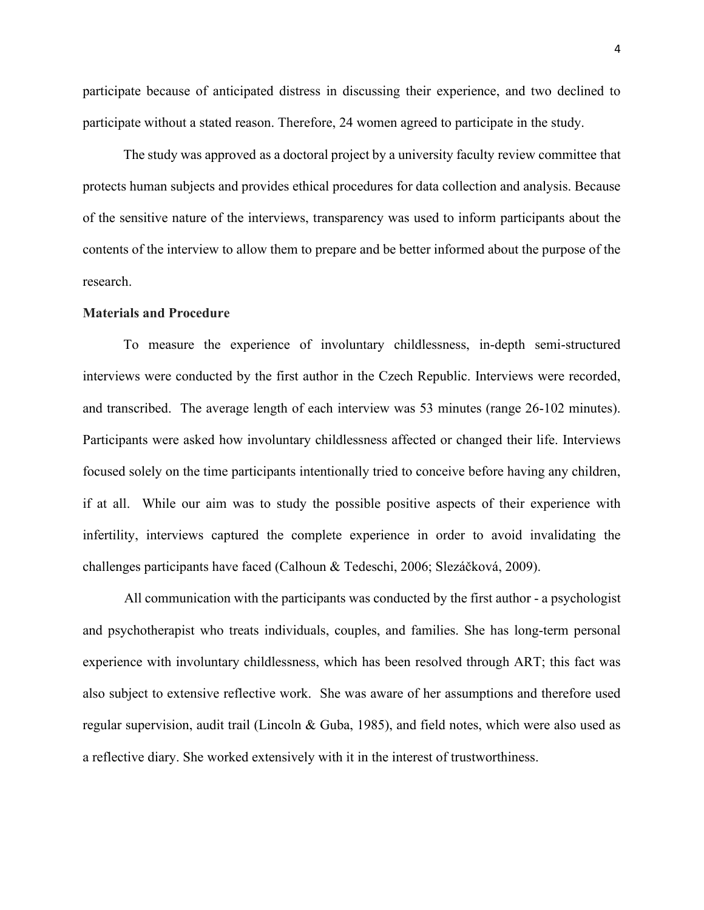participate because of anticipated distress in discussing their experience, and two declined to participate without a stated reason. Therefore, 24 women agreed to participate in the study.

The study was approved as a doctoral project by a university faculty review committee that protects human subjects and provides ethical procedures for data collection and analysis. Because of the sensitive nature of the interviews, transparency was used to inform participants about the contents of the interview to allow them to prepare and be better informed about the purpose of the research.

**Materials and Procedure**

To measure the experience of involuntary childlessness, in-depth semi-structured interviews were conducted by the first author in the Czech Republic. Interviews were recorded, and transcribed. The average length of each interview was 53 minutes (range 26-102 minutes). Participants were asked how involuntary childlessness affected or changed their life. Interviews focused solely on the time participants intentionally tried to conceive before having any children, if at all. While our aim was to study the possible positive aspects of their experience with infertility, interviews captured the complete experience in order to avoid invalidating the challenges participants have faced (Calhoun & Tedeschi, 2006; Slezáčková, 2009).

All communication with the participants was conducted by the first author - a psychologist and psychotherapist who treats individuals, couples, and families. She has long-term personal experience with involuntary childlessness, which has been resolved through ART; this fact was also subject to extensive reflective work. She was aware of her assumptions and therefore used regular supervision, audit trail (Lincoln & Guba, 1985), and field notes, which were also used as a reflective diary. She worked extensively with it in the interest of trustworthiness.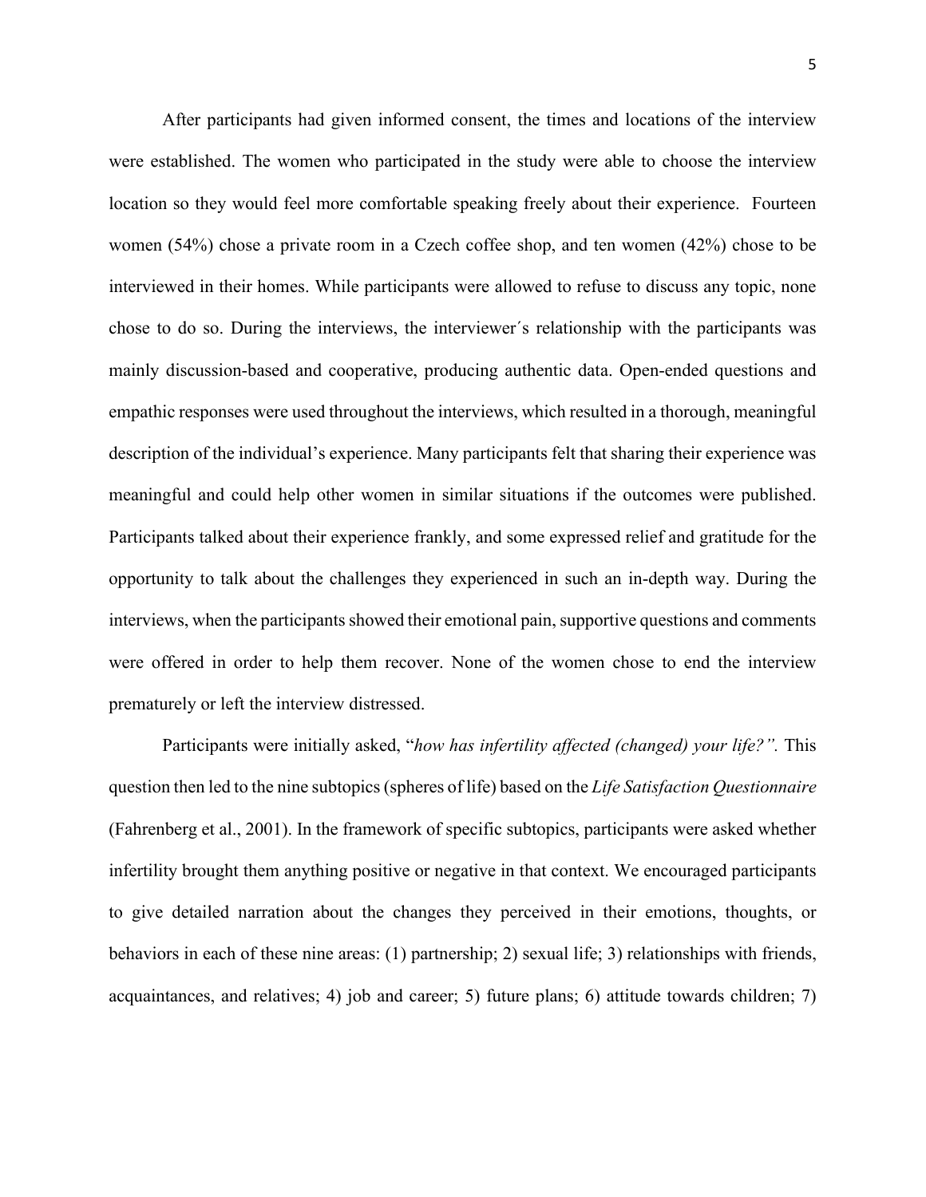After participants had given informed consent, the times and locations of the interview were established. The women who participated in the study were able to choose the interview location so they would feel more comfortable speaking freely about their experience. Fourteen women (54%) chose a private room in a Czech coffee shop, and ten women (42%) chose to be interviewed in their homes. While participants were allowed to refuse to discuss any topic, none chose to do so. During the interviews, the interviewer´s relationship with the participants was mainly discussion-based and cooperative, producing authentic data. Open-ended questions and empathic responses were used throughout the interviews, which resulted in a thorough, meaningful description of the individual's experience. Many participants felt that sharing their experience was meaningful and could help other women in similar situations if the outcomes were published. Participants talked about their experience frankly, and some expressed relief and gratitude for the opportunity to talk about the challenges they experienced in such an in-depth way. During the interviews, when the participants showed their emotional pain, supportive questions and comments were offered in order to help them recover. None of the women chose to end the interview prematurely or left the interview distressed.

Participants were initially asked, "*how has infertility affected (changed) your life?".* This question then led to the nine subtopics (spheres of life) based on the *Life Satisfaction Questionnaire* (Fahrenberg et al., 2001). In the framework of specific subtopics, participants were asked whether infertility brought them anything positive or negative in that context. We encouraged participants to give detailed narration about the changes they perceived in their emotions, thoughts, or behaviors in each of these nine areas: (1) partnership; 2) sexual life; 3) relationships with friends, acquaintances, and relatives; 4) job and career; 5) future plans; 6) attitude towards children; 7)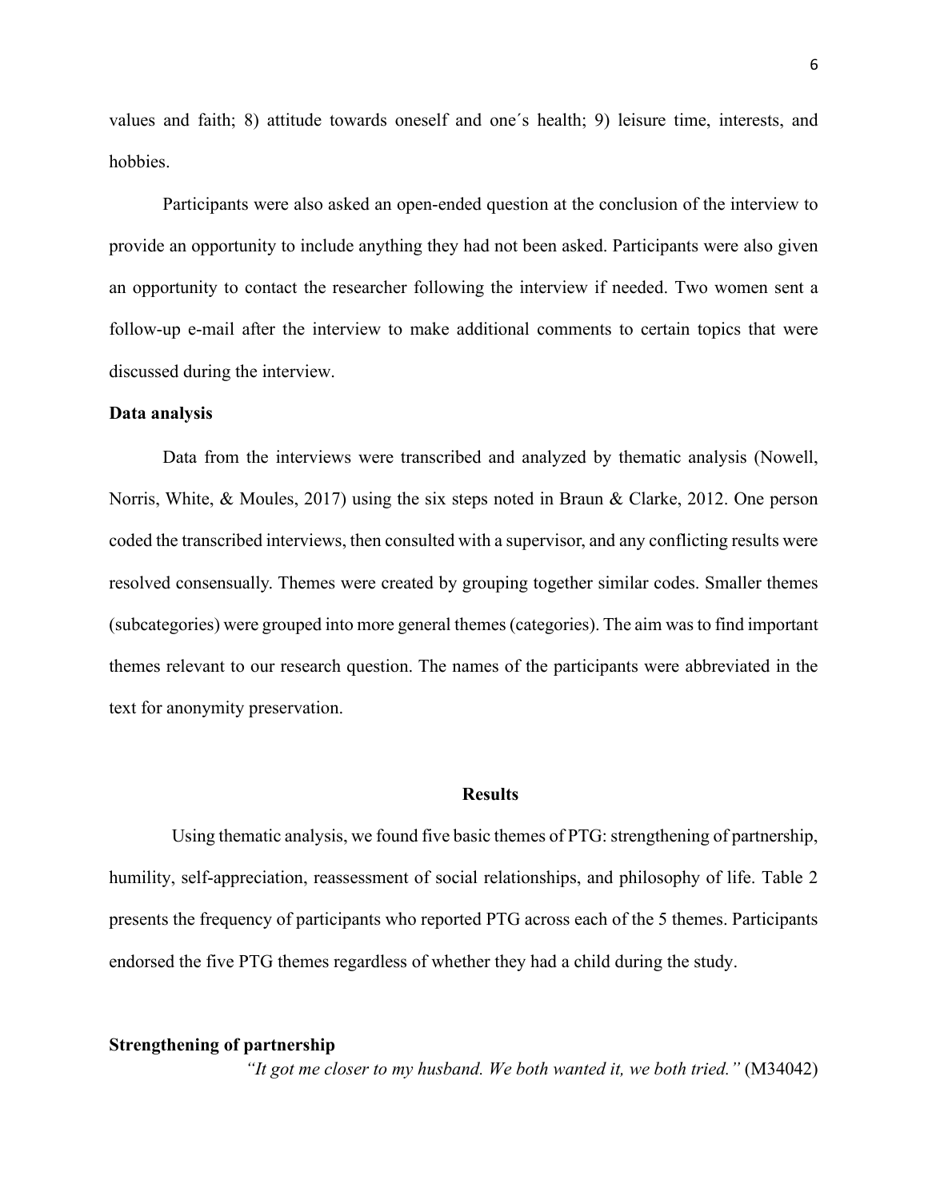values and faith; 8) attitude towards oneself and one´s health; 9) leisure time, interests, and hobbies.

Participants were also asked an open-ended question at the conclusion of the interview to provide an opportunity to include anything they had not been asked. Participants were also given an opportunity to contact the researcher following the interview if needed. Two women sent a follow-up e-mail after the interview to make additional comments to certain topics that were discussed during the interview.

**Data analysis**

Data from the interviews were transcribed and analyzed by thematic analysis (Nowell, Norris, White, & Moules, 2017) using the six steps noted in Braun & Clarke, 2012. One person coded the transcribed interviews, then consulted with a supervisor, and any conflicting results were resolved consensually. Themes were created by grouping together similar codes. Smaller themes (subcategories) were grouped into more general themes (categories). The aim was to find important themes relevant to our research question. The names of the participants were abbreviated in the text for anonymity preservation.

## Results

Using thematic analysis, we found five basic themes of PTG: strengthening of partnership, humility, self-appreciation, reassessment of social relationships, and philosophy of life. Table 2 presents the frequency of participants who reported PTG across each of the 5 themes. Participants endorsed the five PTG themes regardless of whether they had a child during the study.

**Strengthening of partnership**

*"It got me closer to my husband. We both wanted it, we both tried."* (M34042)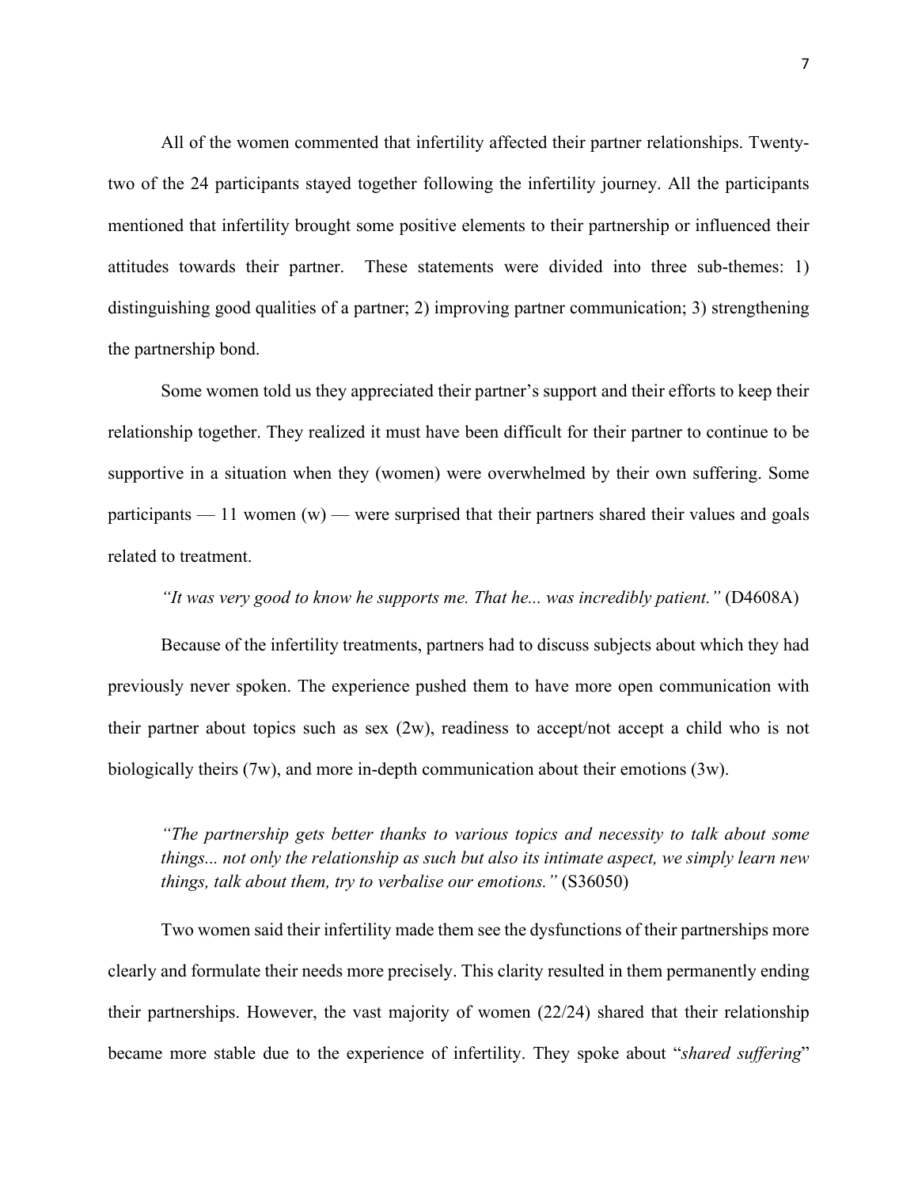All of the women commented that infertility affected their partner relationships. Twenty-two of the 24 participants stayed together following the infertility journey. All the participants mentioned that infertility brought some positive elements to their partnership or influenced their attitudes towards their partner. These statements were divided into three sub-themes: 1) distinguishing good qualities of a partner; 2) improving partner communication; 3) strengthening the partnership bond.

Some women told us they appreciated their partner's support and their efforts to keep their relationship together. They realized it must have been difficult for their partner to continue to be supportive in a situation when they (women) were overwhelmed by their own suffering. Some participants — 11 women (w) — were surprised that their partners shared their values and goals related to treatment.

*"It was very good to know he supports me. That he... was incredibly patient."* (D4608A)

Because of the infertility treatments, partners had to discuss subjects about which they had previously never spoken. The experience pushed them to have more open communication with their partner about topics such as sex (2w), readiness to accept/not accept a child who is not biologically theirs (7w), and more in-depth communication about their emotions (3w).

> *"The partnership gets better thanks to various topics and necessity to talk about some things... not only the relationship as such but also its intimate aspect, we simply learn new things, talk about them, try to verbalise our emotions."* (S36050)

Two women said their infertility made them see the dysfunctions of their partnerships more clearly and formulate their needs more precisely. This clarity resulted in them permanently ending their partnerships. However, the vast majority of women (22/24) shared that their relationship became more stable due to the experience of infertility. They spoke about "*shared suffering*"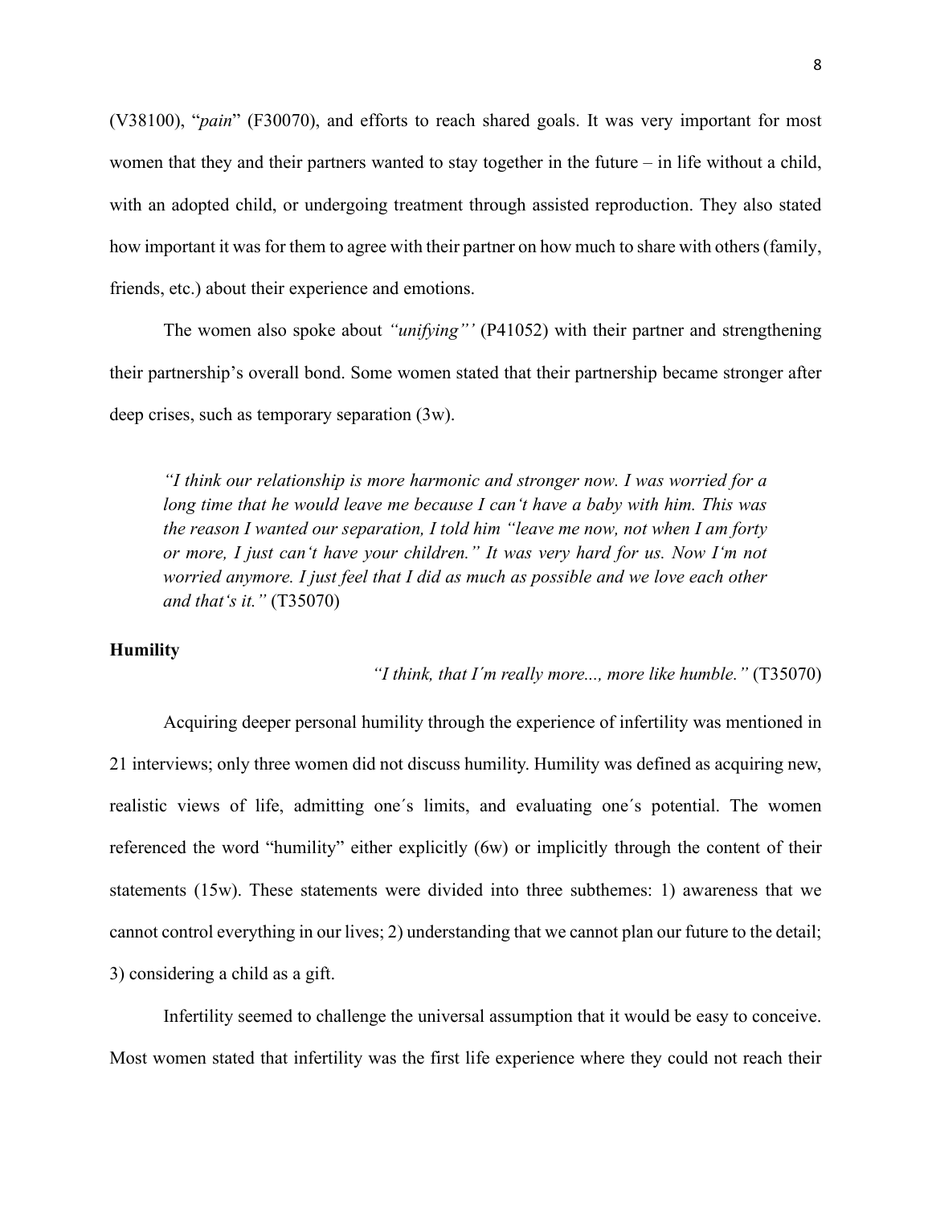(V38100), “*pain*” (F30070), and efforts to reach shared goals. It was very important for most women that they and their partners wanted to stay together in the future – in life without a child, with an adopted child, or undergoing treatment through assisted reproduction. They also stated how important it was for them to agree with their partner on how much to share with others (family, friends, etc.) about their experience and emotions.

The women also spoke about *“unifying”’* (P41052) with their partner and strengthening their partnership’s overall bond. Some women stated that their partnership became stronger after deep crises, such as temporary separation (3w).

> *“I think our relationship is more harmonic and stronger now. I was worried for a long time that he would leave me because I can‘t have a baby with him. This was the reason I wanted our separation, I told him “leave me now, not when I am forty or more, I just can‘t have your children.” It was very hard for us. Now I‘m not worried anymore. I just feel that I did as much as possible and we love each other and that‘s it.”* (T35070)

**Humility**

*“I think, that I´m really more..., more like humble.”* (T35070)

Acquiring deeper personal humility through the experience of infertility was mentioned in 21 interviews; only three women did not discuss humility. Humility was defined as acquiring new, realistic views of life, admitting one´s limits, and evaluating one´s potential. The women referenced the word “humility” either explicitly (6w) or implicitly through the content of their statements (15w). These statements were divided into three subthemes: 1) awareness that we cannot control everything in our lives; 2) understanding that we cannot plan our future to the detail; 3) considering a child as a gift.

Infertility seemed to challenge the universal assumption that it would be easy to conceive. Most women stated that infertility was the first life experience where they could not reach their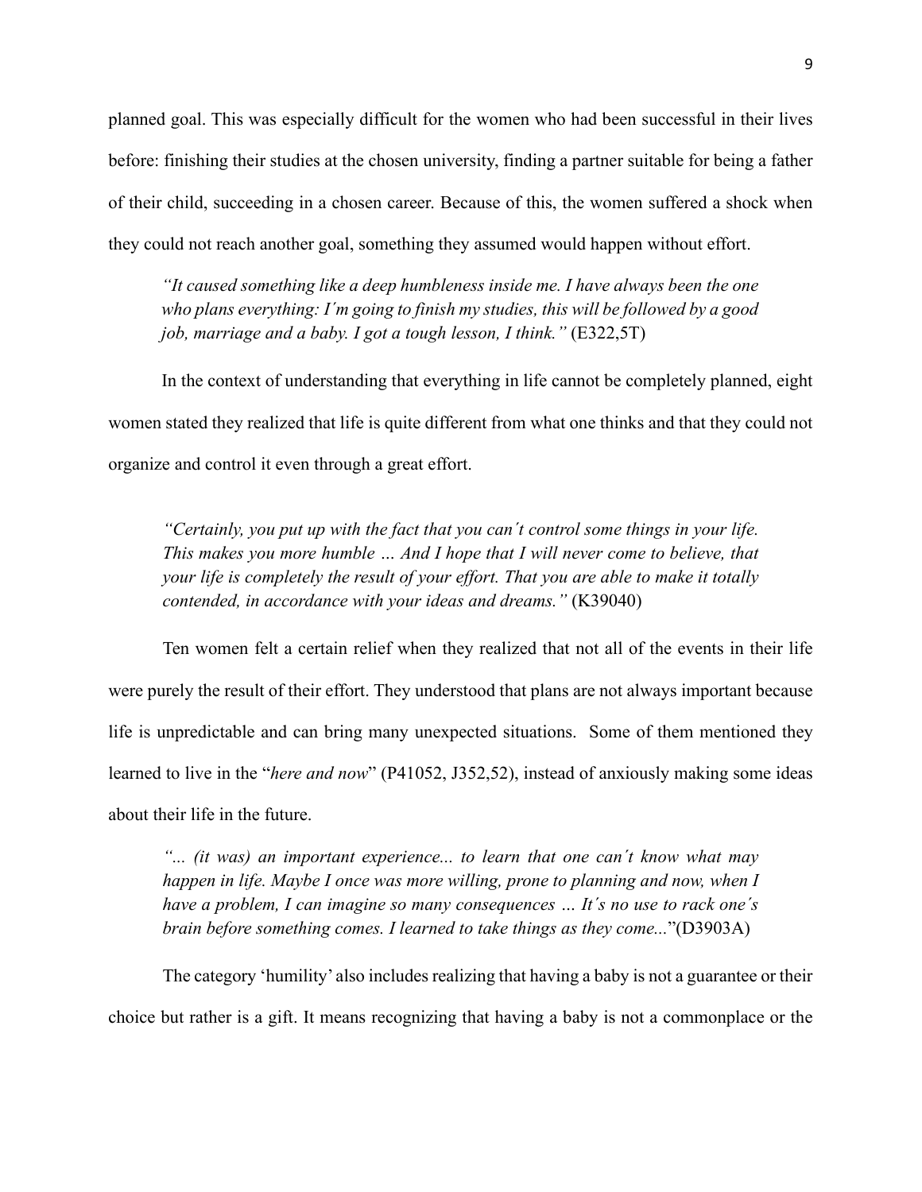planned goal. This was especially difficult for the women who had been successful in their lives before: finishing their studies at the chosen university, finding a partner suitable for being a father of their child, succeeding in a chosen career. Because of this, the women suffered a shock when they could not reach another goal, something they assumed would happen without effort.

> *"It caused something like a deep humbleness inside me. I have always been the one who plans everything: I´m going to finish my studies, this will be followed by a good job, marriage and a baby. I got a tough lesson, I think."* (E322,5T)

In the context of understanding that everything in life cannot be completely planned, eight women stated they realized that life is quite different from what one thinks and that they could not organize and control it even through a great effort.

> *"Certainly, you put up with the fact that you can´t control some things in your life. This makes you more humble … And I hope that I will never come to believe, that your life is completely the result of your effort. That you are able to make it totally contended, in accordance with your ideas and dreams."* (K39040)

Ten women felt a certain relief when they realized that not all of the events in their life were purely the result of their effort. They understood that plans are not always important because life is unpredictable and can bring many unexpected situations. Some of them mentioned they learned to live in the "*here and now*" (P41052, J352,52), instead of anxiously making some ideas about their life in the future.

> *"... (it was) an important experience... to learn that one can´t know what may happen in life. Maybe I once was more willing, prone to planning and now, when I have a problem, I can imagine so many consequences … It´s no use to rack one´s brain before something comes. I learned to take things as they come...*"(D3903A)

The category 'humility' also includes realizing that having a baby is not a guarantee or their choice but rather is a gift. It means recognizing that having a baby is not a commonplace or the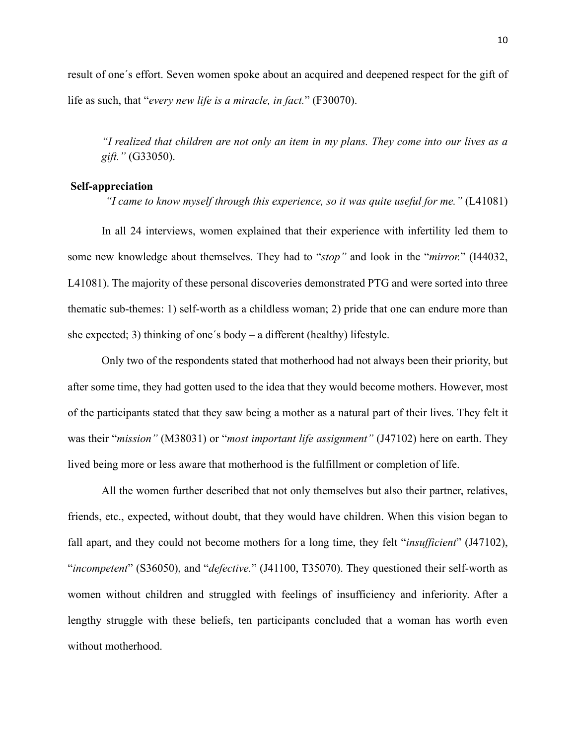result of one´s effort. Seven women spoke about an acquired and deepened respect for the gift of life as such, that "*every new life is a miracle, in fact.*" (F30070).

> *"I realized that children are not only an item in my plans. They come into our lives as a gift."* (G33050).

**Self-appreciation**

*"I came to know myself through this experience, so it was quite useful for me."* (L41081)

In all 24 interviews, women explained that their experience with infertility led them to some new knowledge about themselves. They had to "*stop"* and look in the "*mirror.*" (I44032, L41081). The majority of these personal discoveries demonstrated PTG and were sorted into three thematic sub-themes: 1) self-worth as a childless woman; 2) pride that one can endure more than she expected; 3) thinking of one´s body – a different (healthy) lifestyle.

Only two of the respondents stated that motherhood had not always been their priority, but after some time, they had gotten used to the idea that they would become mothers. However, most of the participants stated that they saw being a mother as a natural part of their lives. They felt it was their "*mission"* (M38031) or "*most important life assignment"* (J47102) here on earth. They lived being more or less aware that motherhood is the fulfillment or completion of life.

All the women further described that not only themselves but also their partner, relatives, friends, etc., expected, without doubt, that they would have children. When this vision began to fall apart, and they could not become mothers for a long time, they felt "*insufficient*" (J47102), "*incompetent*" (S36050), and "*defective.*" (J41100, T35070). They questioned their self-worth as women without children and struggled with feelings of insufficiency and inferiority. After a lengthy struggle with these beliefs, ten participants concluded that a woman has worth even without motherhood.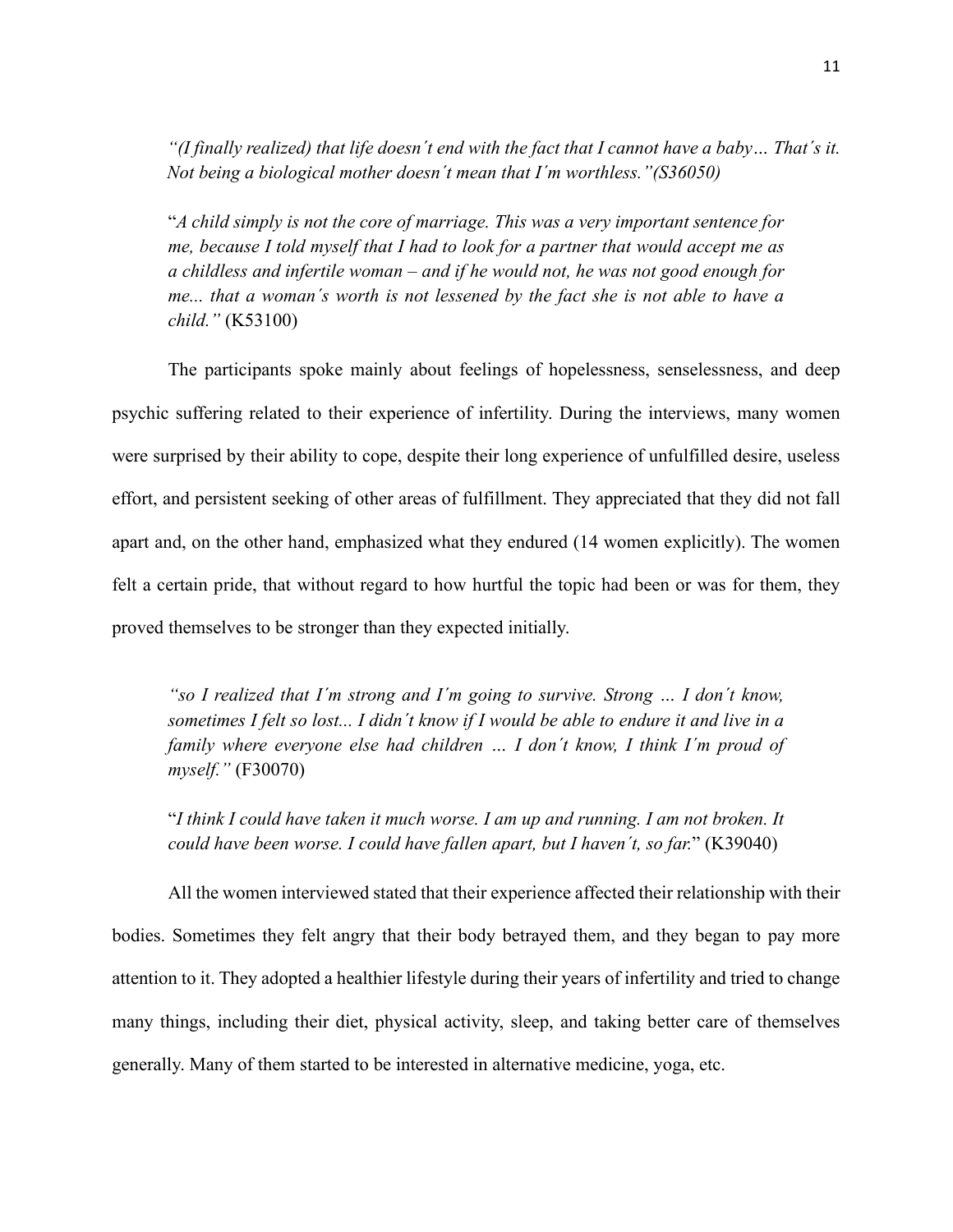> *"(I finally realized) that life doesn´t end with the fact that I cannot have a baby… That´s it. Not being a biological mother doesn´t mean that I´m worthless."(S36050)*

> "*A child simply is not the core of marriage. This was a very important sentence for me, because I told myself that I had to look for a partner that would accept me as a childless and infertile woman – and if he would not, he was not good enough for me... that a woman´s worth is not lessened by the fact she is not able to have a child."* (K53100)

The participants spoke mainly about feelings of hopelessness, senselessness, and deep psychic suffering related to their experience of infertility. During the interviews, many women were surprised by their ability to cope, despite their long experience of unfulfilled desire, useless effort, and persistent seeking of other areas of fulfillment. They appreciated that they did not fall apart and, on the other hand, emphasized what they endured (14 women explicitly). The women felt a certain pride, that without regard to how hurtful the topic had been or was for them, they proved themselves to be stronger than they expected initially.

> *"so I realized that I´m strong and I´m going to survive. Strong … I don´t know, sometimes I felt so lost... I didn´t know if I would be able to endure it and live in a family where everyone else had children … I don´t know, I think I´m proud of myself."* (F30070)

> "*I think I could have taken it much worse. I am up and running. I am not broken. It could have been worse. I could have fallen apart, but I haven´t, so far.*" (K39040)

All the women interviewed stated that their experience affected their relationship with their bodies. Sometimes they felt angry that their body betrayed them, and they began to pay more attention to it. They adopted a healthier lifestyle during their years of infertility and tried to change many things, including their diet, physical activity, sleep, and taking better care of themselves generally. Many of them started to be interested in alternative medicine, yoga, etc.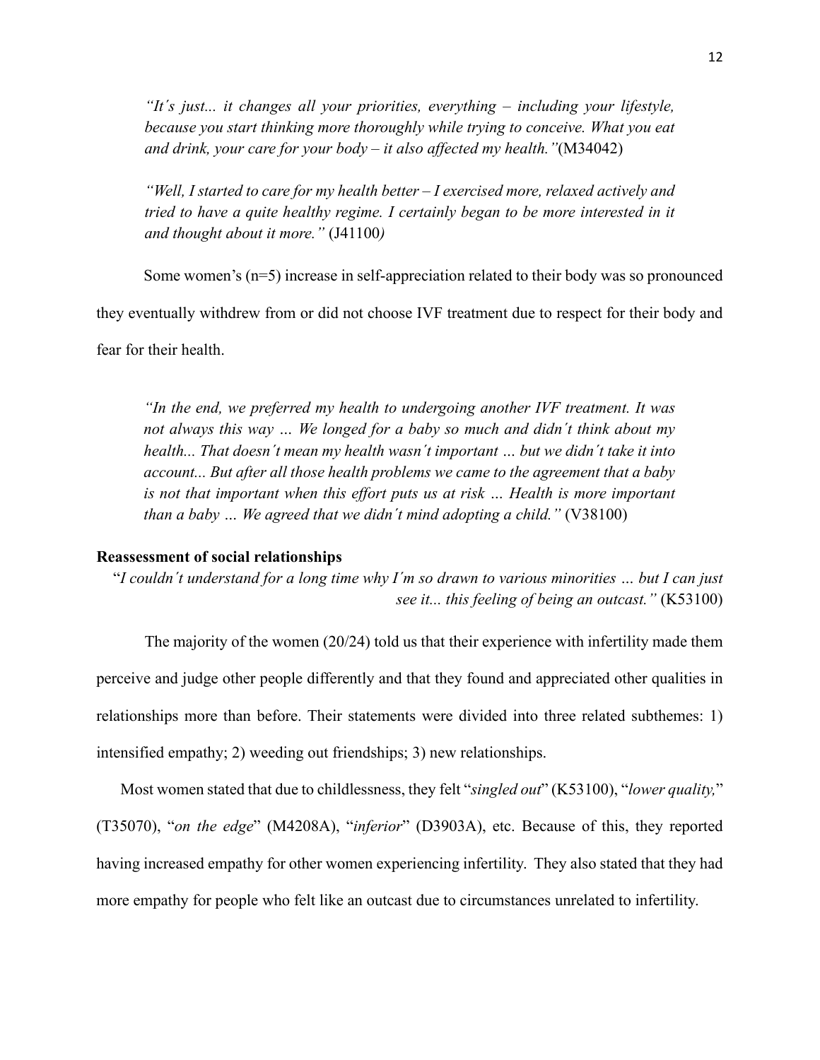> *"It´s just... it changes all your priorities, everything – including your lifestyle, because you start thinking more thoroughly while trying to conceive. What you eat and drink, your care for your body – it also affected my health."*(M34042)

> *"Well, I started to care for my health better – I exercised more, relaxed actively and tried to have a quite healthy regime. I certainly began to be more interested in it and thought about it more."* (J41100*)*

Some women's (n=5) increase in self-appreciation related to their body was so pronounced they eventually withdrew from or did not choose IVF treatment due to respect for their body and fear for their health.

> *"In the end, we preferred my health to undergoing another IVF treatment. It was not always this way … We longed for a baby so much and didn´t think about my health... That doesn´t mean my health wasn´t important … but we didn´t take it into account... But after all those health problems we came to the agreement that a baby is not that important when this effort puts us at risk … Health is more important than a baby … We agreed that we didn´t mind adopting a child."* (V38100)

**Reassessment of social relationships**

"*I couldn´t understand for a long time why I´m so drawn to various minorities … but I can just see it... this feeling of being an outcast."* (K53100)

The majority of the women (20/24) told us that their experience with infertility made them perceive and judge other people differently and that they found and appreciated other qualities in relationships more than before. Their statements were divided into three related subthemes: 1) intensified empathy; 2) weeding out friendships; 3) new relationships.

Most women stated that due to childlessness, they felt "*singled out*" (K53100), "*lower quality,*" (T35070), "*on the edge*" (M4208A), "*inferior*" (D3903A), etc. Because of this, they reported having increased empathy for other women experiencing infertility. They also stated that they had more empathy for people who felt like an outcast due to circumstances unrelated to infertility.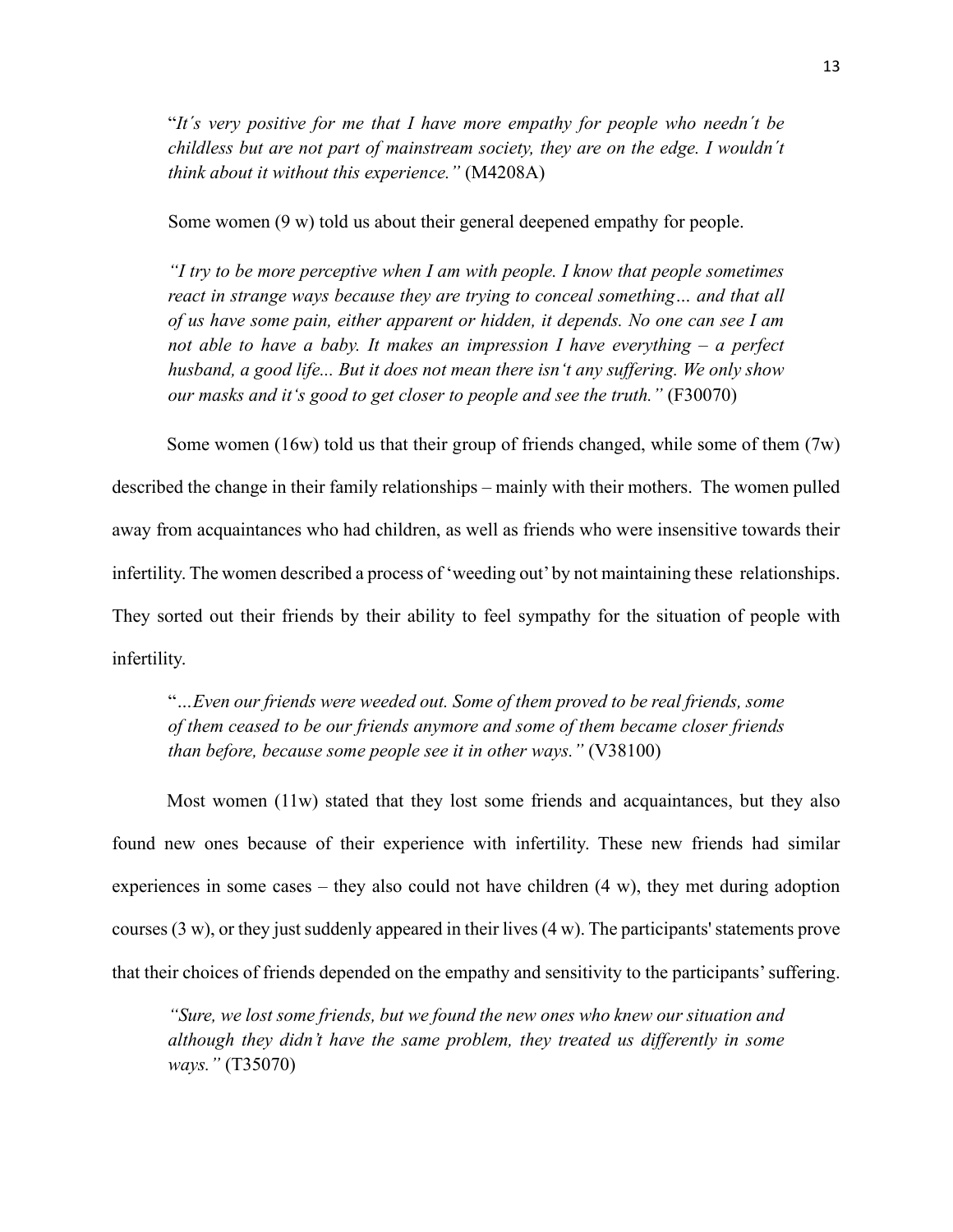"*It´s very positive for me that I have more empathy for people who needn´t be childless but are not part of mainstream society, they are on the edge. I wouldn´t think about it without this experience.*" (M4208A)

Some women (9 w) told us about their general deepened empathy for people.

*"I try to be more perceptive when I am with people. I know that people sometimes react in strange ways because they are trying to conceal something… and that all of us have some pain, either apparent or hidden, it depends. No one can see I am not able to have a baby. It makes an impression I have everything – a perfect husband, a good life... But it does not mean there isn't any suffering. We only show our masks and it's good to get closer to people and see the truth."* (F30070)

Some women (16w) told us that their group of friends changed, while some of them (7w) described the change in their family relationships – mainly with their mothers. The women pulled away from acquaintances who had children, as well as friends who were insensitive towards their infertility. The women described a process of 'weeding out' by not maintaining these relationships. They sorted out their friends by their ability to feel sympathy for the situation of people with infertility.

"*…Even our friends were weeded out. Some of them proved to be real friends, some of them ceased to be our friends anymore and some of them became closer friends than before, because some people see it in other ways."* (V38100)

Most women (11w) stated that they lost some friends and acquaintances, but they also found new ones because of their experience with infertility. These new friends had similar experiences in some cases – they also could not have children (4 w), they met during adoption courses (3 w), or they just suddenly appeared in their lives (4 w). The participants' statements prove that their choices of friends depended on the empathy and sensitivity to the participants' suffering.

*"Sure, we lost some friends, but we found the new ones who knew our situation and although they didn't have the same problem, they treated us differently in some ways."* (T35070)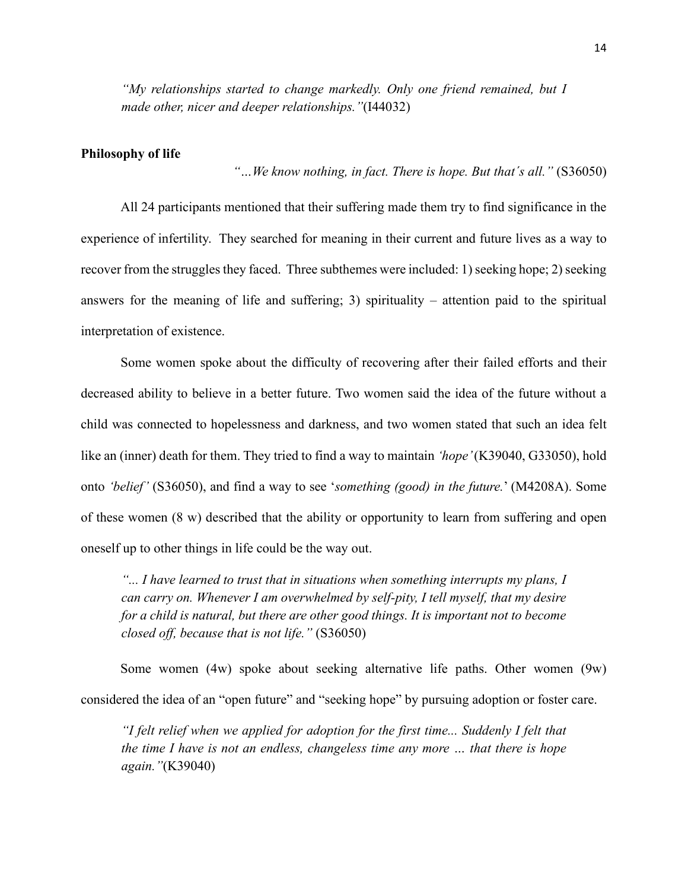*"My relationships started to change markedly. Only one friend remained, but I made other, nicer and deeper relationships."*(I44032)

**Philosophy of life**

*"…We know nothing, in fact. There is hope. But that´s all."* (S36050)

All 24 participants mentioned that their suffering made them try to find significance in the experience of infertility. They searched for meaning in their current and future lives as a way to recover from the struggles they faced. Three subthemes were included: 1) seeking hope; 2) seeking answers for the meaning of life and suffering; 3) spirituality – attention paid to the spiritual interpretation of existence.

Some women spoke about the difficulty of recovering after their failed efforts and their decreased ability to believe in a better future. Two women said the idea of the future without a child was connected to hopelessness and darkness, and two women stated that such an idea felt like an (inner) death for them. They tried to find a way to maintain *'hope'* (K39040, G33050), hold onto *'belief'* (S36050), and find a way to see '*something (good) in the future.*' (M4208A). Some of these women (8 w) described that the ability or opportunity to learn from suffering and open oneself up to other things in life could be the way out.

*"... I have learned to trust that in situations when something interrupts my plans, I can carry on. Whenever I am overwhelmed by self-pity, I tell myself, that my desire for a child is natural, but there are other good things. It is important not to become closed off, because that is not life."* (S36050)

Some women (4w) spoke about seeking alternative life paths. Other women (9w) considered the idea of an "open future" and "seeking hope" by pursuing adoption or foster care.

*"I felt relief when we applied for adoption for the first time... Suddenly I felt that the time I have is not an endless, changeless time any more … that there is hope again."*(K39040)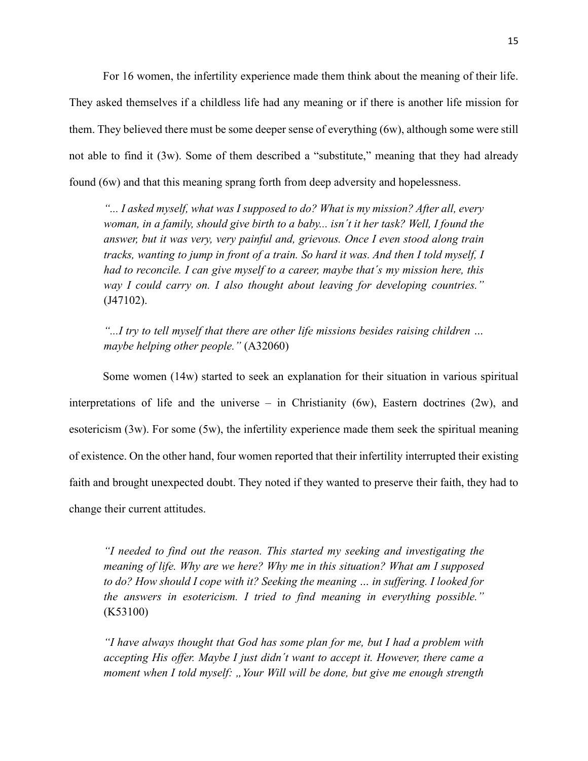For 16 women, the infertility experience made them think about the meaning of their life. They asked themselves if a childless life had any meaning or if there is another life mission for them. They believed there must be some deeper sense of everything (6w), although some were still not able to find it (3w). Some of them described a "substitute," meaning that they had already found (6w) and that this meaning sprang forth from deep adversity and hopelessness.

> *"... I asked myself, what was I supposed to do? What is my mission? After all, every woman, in a family, should give birth to a baby... isn´t it her task? Well, I found the answer, but it was very, very painful and, grievous. Once I even stood along train tracks, wanting to jump in front of a train. So hard it was. And then I told myself, I had to reconcile. I can give myself to a career, maybe that´s my mission here, this way I could carry on. I also thought about leaving for developing countries."* (J47102).

> *"...I try to tell myself that there are other life missions besides raising children … maybe helping other people."* (A32060)

Some women (14w) started to seek an explanation for their situation in various spiritual interpretations of life and the universe – in Christianity (6w), Eastern doctrines (2w), and esotericism (3w). For some (5w), the infertility experience made them seek the spiritual meaning of existence. On the other hand, four women reported that their infertility interrupted their existing faith and brought unexpected doubt. They noted if they wanted to preserve their faith, they had to change their current attitudes.

> *"I needed to find out the reason. This started my seeking and investigating the meaning of life. Why are we here? Why me in this situation? What am I supposed to do? How should I cope with it? Seeking the meaning … in suffering. I looked for the answers in esotericism. I tried to find meaning in everything possible."* (K53100)

> *"I have always thought that God has some plan for me, but I had a problem with accepting His offer. Maybe I just didn´t want to accept it. However, there came a moment when I told myself: „Your Will will be done, but give me enough strength*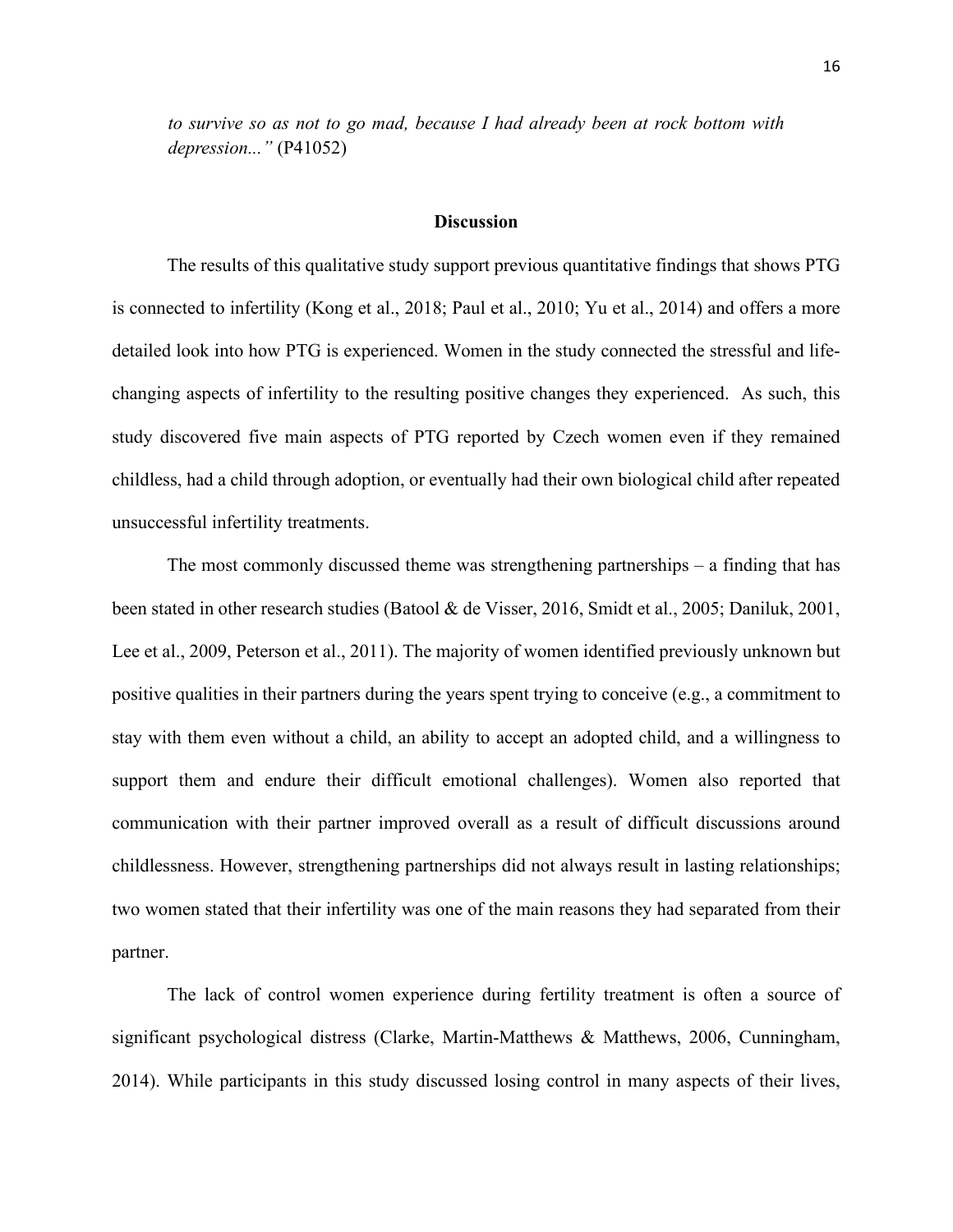*to survive so as not to go mad, because I had already been at rock bottom with depression..."* (P41052)

## Discussion

The results of this qualitative study support previous quantitative findings that shows PTG is connected to infertility (Kong et al., 2018; Paul et al., 2010; Yu et al., 2014) and offers a more detailed look into how PTG is experienced. Women in the study connected the stressful and life-changing aspects of infertility to the resulting positive changes they experienced. As such, this study discovered five main aspects of PTG reported by Czech women even if they remained childless, had a child through adoption, or eventually had their own biological child after repeated unsuccessful infertility treatments.

The most commonly discussed theme was strengthening partnerships – a finding that has been stated in other research studies (Batool & de Visser, 2016, Smidt et al., 2005; Daniluk, 2001, Lee et al., 2009, Peterson et al., 2011). The majority of women identified previously unknown but positive qualities in their partners during the years spent trying to conceive (e.g., a commitment to stay with them even without a child, an ability to accept an adopted child, and a willingness to support them and endure their difficult emotional challenges). Women also reported that communication with their partner improved overall as a result of difficult discussions around childlessness. However, strengthening partnerships did not always result in lasting relationships; two women stated that their infertility was one of the main reasons they had separated from their partner.

The lack of control women experience during fertility treatment is often a source of significant psychological distress (Clarke, Martin-Matthews & Matthews, 2006, Cunningham, 2014). While participants in this study discussed losing control in many aspects of their lives,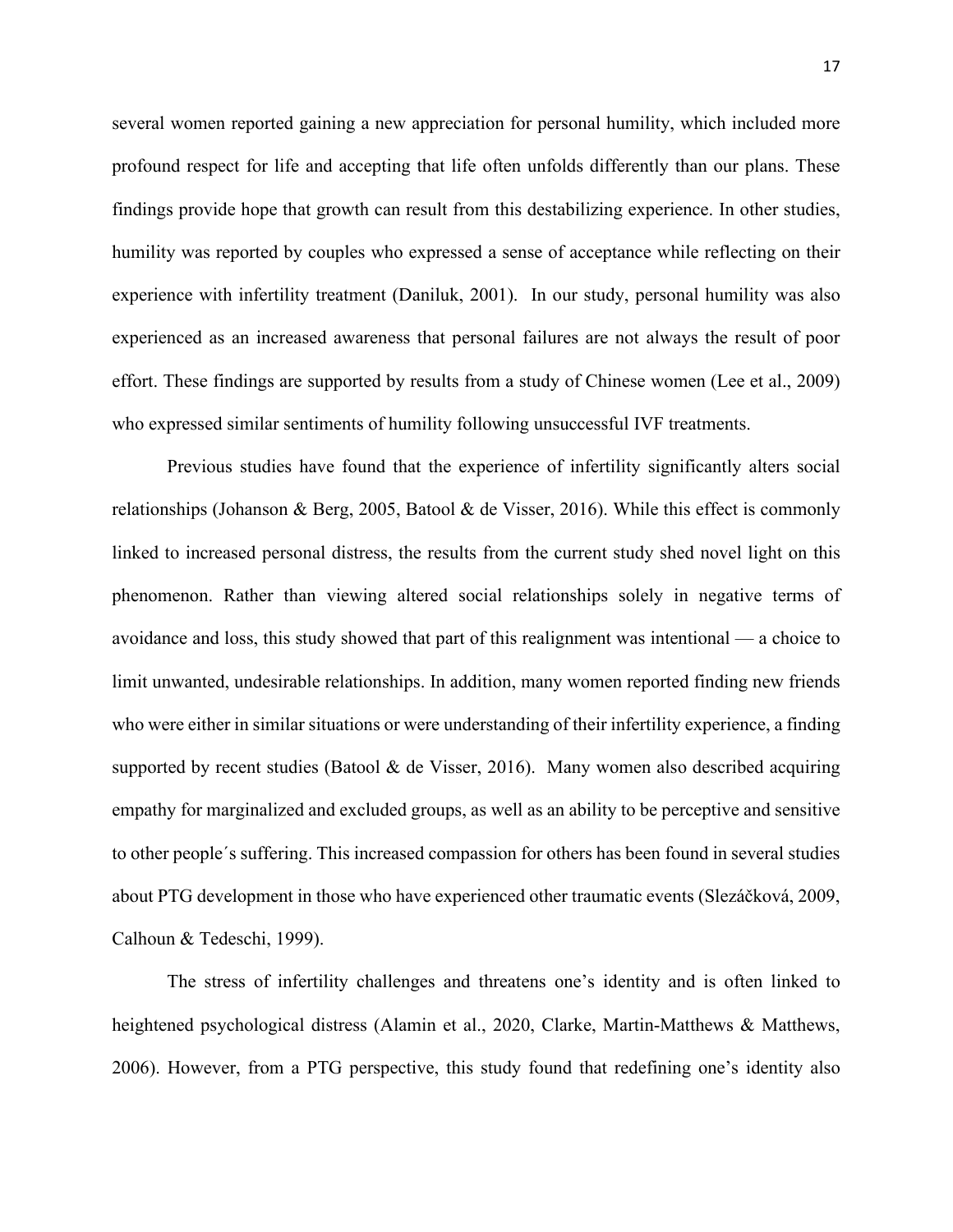several women reported gaining a new appreciation for personal humility, which included more profound respect for life and accepting that life often unfolds differently than our plans. These findings provide hope that growth can result from this destabilizing experience. In other studies, humility was reported by couples who expressed a sense of acceptance while reflecting on their experience with infertility treatment (Daniluk, 2001). In our study, personal humility was also experienced as an increased awareness that personal failures are not always the result of poor effort. These findings are supported by results from a study of Chinese women (Lee et al., 2009) who expressed similar sentiments of humility following unsuccessful IVF treatments.

Previous studies have found that the experience of infertility significantly alters social relationships (Johanson & Berg, 2005, Batool & de Visser, 2016). While this effect is commonly linked to increased personal distress, the results from the current study shed novel light on this phenomenon. Rather than viewing altered social relationships solely in negative terms of avoidance and loss, this study showed that part of this realignment was intentional — a choice to limit unwanted, undesirable relationships. In addition, many women reported finding new friends who were either in similar situations or were understanding of their infertility experience, a finding supported by recent studies (Batool & de Visser, 2016). Many women also described acquiring empathy for marginalized and excluded groups, as well as an ability to be perceptive and sensitive to other people´s suffering. This increased compassion for others has been found in several studies about PTG development in those who have experienced other traumatic events (Slezáčková, 2009, Calhoun & Tedeschi, 1999).

The stress of infertility challenges and threatens one's identity and is often linked to heightened psychological distress (Alamin et al., 2020, Clarke, Martin-Matthews & Matthews, 2006). However, from a PTG perspective, this study found that redefining one's identity also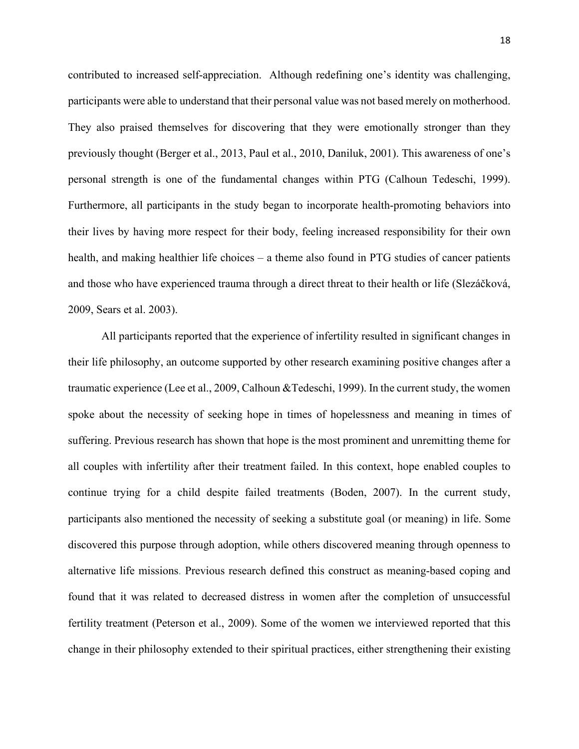contributed to increased self-appreciation.  Although redefining one's identity was challenging, participants were able to understand that their personal value was not based merely on motherhood. They also praised themselves for discovering that they were emotionally stronger than they previously thought (Berger et al., 2013, Paul et al., 2010, Daniluk, 2001). This awareness of one's personal strength is one of the fundamental changes within PTG (Calhoun Tedeschi, 1999). Furthermore, all participants in the study began to incorporate health-promoting behaviors into their lives by having more respect for their body, feeling increased responsibility for their own health, and making healthier life choices – a theme also found in PTG studies of cancer patients and those who have experienced trauma through a direct threat to their health or life (Slezáčková, 2009, Sears et al. 2003).

All participants reported that the experience of infertility resulted in significant changes in their life philosophy, an outcome supported by other research examining positive changes after a traumatic experience (Lee et al., 2009, Calhoun &Tedeschi, 1999). In the current study, the women spoke about the necessity of seeking hope in times of hopelessness and meaning in times of suffering. Previous research has shown that hope is the most prominent and unremitting theme for all couples with infertility after their treatment failed. In this context, hope enabled couples to continue trying for a child despite failed treatments (Boden, 2007). In the current study, participants also mentioned the necessity of seeking a substitute goal (or meaning) in life. Some discovered this purpose through adoption, while others discovered meaning through openness to alternative life missions. Previous research defined this construct as meaning-based coping and found that it was related to decreased distress in women after the completion of unsuccessful fertility treatment (Peterson et al., 2009). Some of the women we interviewed reported that this change in their philosophy extended to their spiritual practices, either strengthening their existing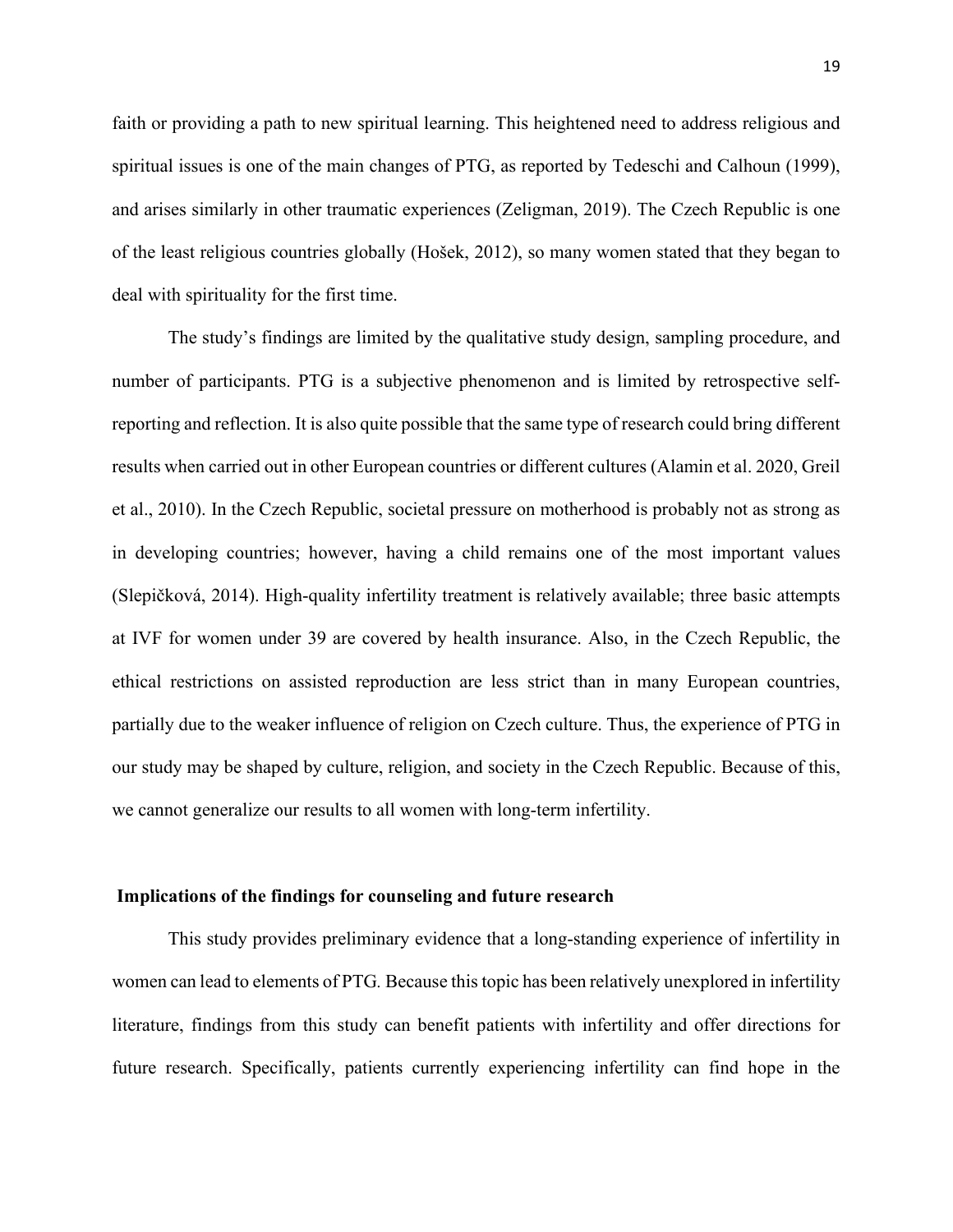faith or providing a path to new spiritual learning. This heightened need to address religious and spiritual issues is one of the main changes of PTG, as reported by Tedeschi and Calhoun (1999), and arises similarly in other traumatic experiences (Zeligman, 2019). The Czech Republic is one of the least religious countries globally (Hošek, 2012), so many women stated that they began to deal with spirituality for the first time.

The study's findings are limited by the qualitative study design, sampling procedure, and number of participants. PTG is a subjective phenomenon and is limited by retrospective self-reporting and reflection. It is also quite possible that the same type of research could bring different results when carried out in other European countries or different cultures (Alamin et al. 2020, Greil et al., 2010). In the Czech Republic, societal pressure on motherhood is probably not as strong as in developing countries; however, having a child remains one of the most important values (Slepičková, 2014). High-quality infertility treatment is relatively available; three basic attempts at IVF for women under 39 are covered by health insurance. Also, in the Czech Republic, the ethical restrictions on assisted reproduction are less strict than in many European countries, partially due to the weaker influence of religion on Czech culture. Thus, the experience of PTG in our study may be shaped by culture, religion, and society in the Czech Republic. Because of this, we cannot generalize our results to all women with long-term infertility.

**Implications of the findings for counseling and future research**

This study provides preliminary evidence that a long-standing experience of infertility in women can lead to elements of PTG. Because this topic has been relatively unexplored in infertility literature, findings from this study can benefit patients with infertility and offer directions for future research. Specifically, patients currently experiencing infertility can find hope in the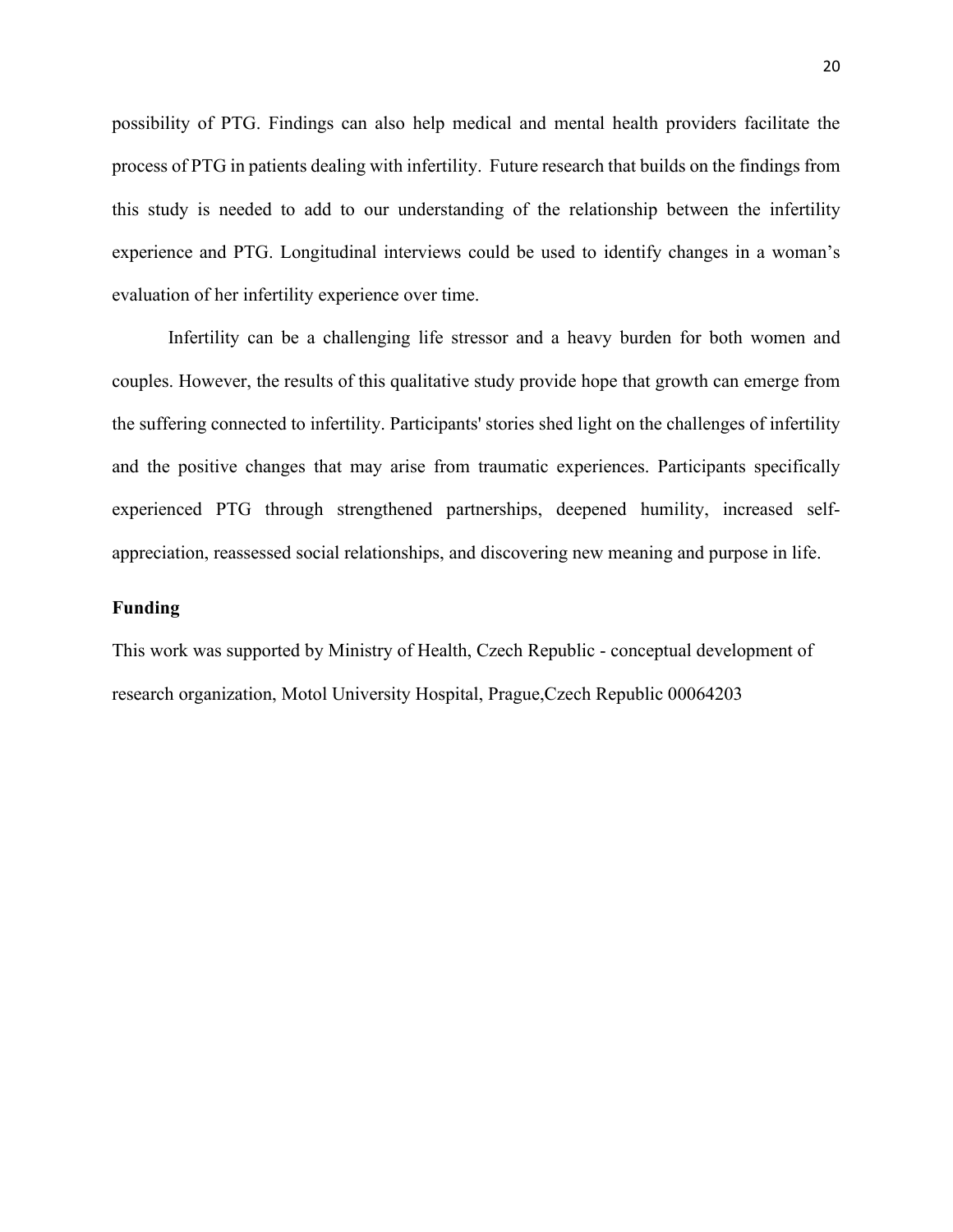possibility of PTG. Findings can also help medical and mental health providers facilitate the process of PTG in patients dealing with infertility. Future research that builds on the findings from this study is needed to add to our understanding of the relationship between the infertility experience and PTG. Longitudinal interviews could be used to identify changes in a woman's evaluation of her infertility experience over time.

Infertility can be a challenging life stressor and a heavy burden for both women and couples. However, the results of this qualitative study provide hope that growth can emerge from the suffering connected to infertility. Participants' stories shed light on the challenges of infertility and the positive changes that may arise from traumatic experiences. Participants specifically experienced PTG through strengthened partnerships, deepened humility, increased self-appreciation, reassessed social relationships, and discovering new meaning and purpose in life.

**Funding**

This work was supported by Ministry of Health, Czech Republic - conceptual development of research organization, Motol University Hospital, Prague,Czech Republic 00064203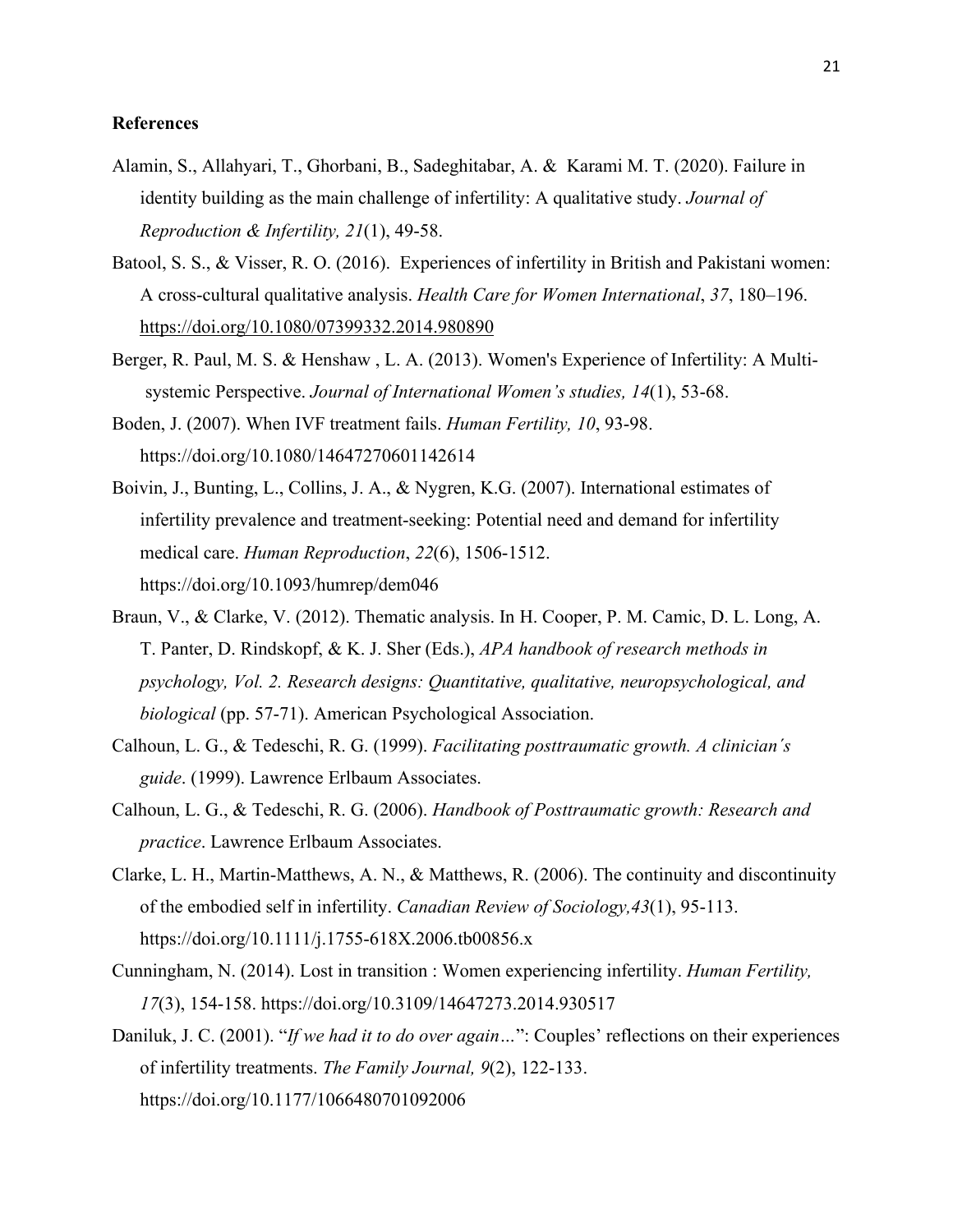**References**

Alamin, S., Allahyari, T., Ghorbani, B., Sadeghitabar, A. & Karami M. T. (2020). Failure in identity building as the main challenge of infertility: A qualitative study. *Journal of Reproduction & Infertility, 21*(1), 49-58.

Batool, S. S., & Visser, R. O. (2016). Experiences of infertility in British and Pakistani women: A cross-cultural qualitative analysis. *Health Care for Women International*, *37*, 180–196. https://doi.org/10.1080/07399332.2014.980890

Berger, R. Paul, M. S. & Henshaw , L. A. (2013). Women's Experience of Infertility: A Multi-systemic Perspective. *Journal of International Women's studies, 14*(1), 53-68.

Boden, J. (2007). When IVF treatment fails. *Human Fertility, 10*, 93-98. https://doi.org/10.1080/14647270601142614

Boivin, J., Bunting, L., Collins, J. A., & Nygren, K.G. (2007). International estimates of infertility prevalence and treatment-seeking: Potential need and demand for infertility medical care. *Human Reproduction*, *22*(6), 1506-1512. https://doi.org/10.1093/humrep/dem046

Braun, V., & Clarke, V. (2012). Thematic analysis. In H. Cooper, P. M. Camic, D. L. Long, A. T. Panter, D. Rindskopf, & K. J. Sher (Eds.), *APA handbook of research methods in psychology, Vol. 2. Research designs: Quantitative, qualitative, neuropsychological, and biological* (pp. 57-71). American Psychological Association.

Calhoun, L. G., & Tedeschi, R. G. (1999). *Facilitating posttraumatic growth. A clinician´s guide*. (1999). Lawrence Erlbaum Associates.

Calhoun, L. G., & Tedeschi, R. G. (2006). *Handbook of Posttraumatic growth: Research and practice*. Lawrence Erlbaum Associates.

Clarke, L. H., Martin-Matthews, A. N., & Matthews, R. (2006). The continuity and discontinuity of the embodied self in infertility. *Canadian Review of Sociology,43*(1), 95-113. https://doi.org/10.1111/j.1755-618X.2006.tb00856.x

Cunningham, N. (2014). Lost in transition : Women experiencing infertility. *Human Fertility, 17*(3), 154-158. https://doi.org/10.3109/14647273.2014.930517

Daniluk, J. C. (2001). "*If we had it to do over again…*": Couples' reflections on their experiences of infertility treatments. *The Family Journal, 9*(2), 122-133. https://doi.org/10.1177/1066480701092006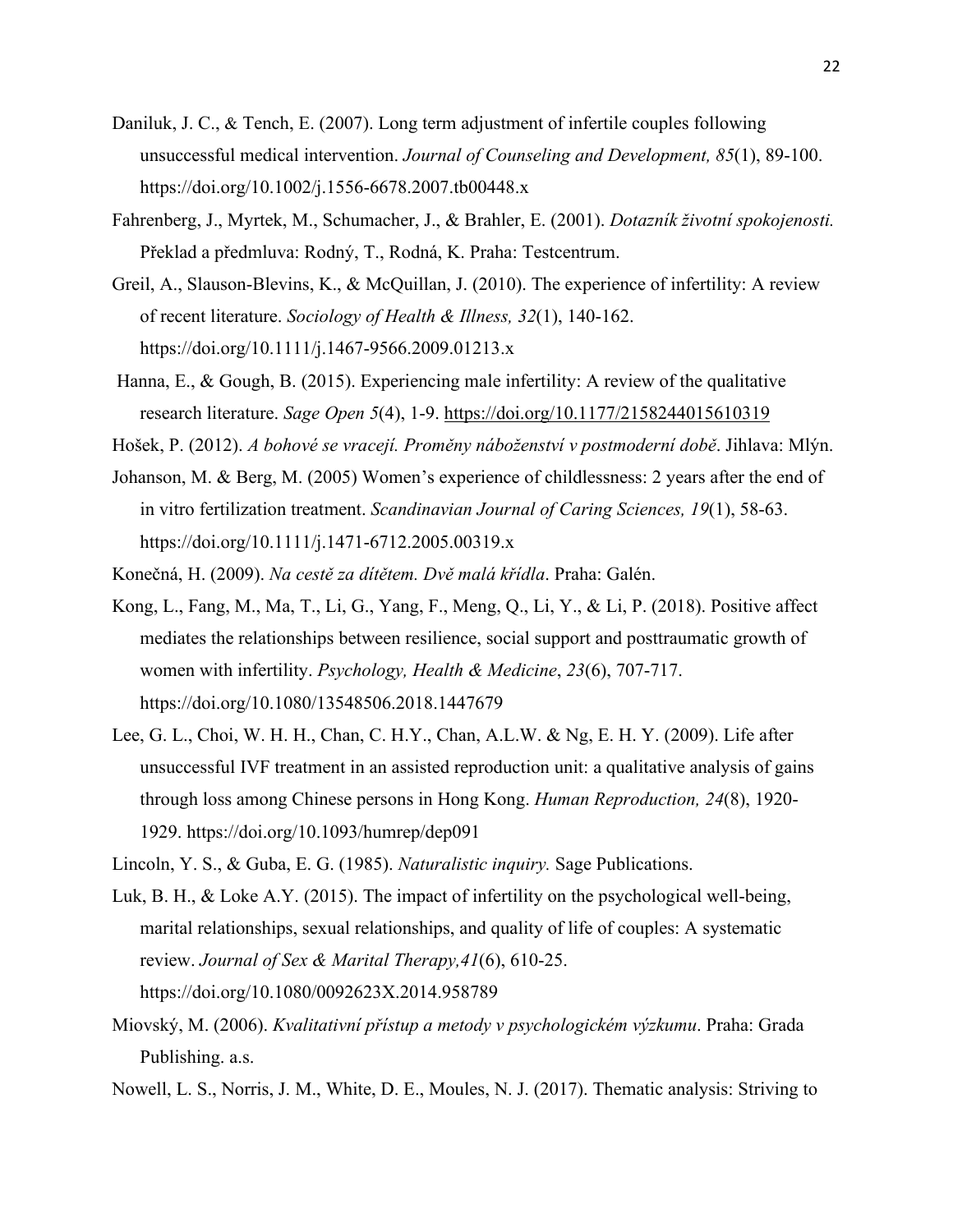Daniluk, J. C., & Tench, E. (2007). Long term adjustment of infertile couples following unsuccessful medical intervention. *Journal of Counseling and Development, 85*(1), 89-100. https://doi.org/10.1002/j.1556-6678.2007.tb00448.x

Fahrenberg, J., Myrtek, M., Schumacher, J., & Brahler, E. (2001). *Dotazník životní spokojenosti.* Překlad a předmluva: Rodný, T., Rodná, K. Praha: Testcentrum.

Greil, A., Slauson-Blevins, K., & McQuillan, J. (2010). The experience of infertility: A review of recent literature. *Sociology of Health & Illness, 32*(1), 140-162. https://doi.org/10.1111/j.1467-9566.2009.01213.x

Hanna, E., & Gough, B. (2015). Experiencing male infertility: A review of the qualitative research literature. *Sage Open 5*(4), 1-9. https://doi.org/10.1177/2158244015610319

Hošek, P. (2012). *A bohové se vracejí. Proměny náboženství v postmoderní době*. Jihlava: Mlýn.

Johanson, M. & Berg, M. (2005) Women's experience of childlessness: 2 years after the end of in vitro fertilization treatment. *Scandinavian Journal of Caring Sciences, 19*(1), 58-63. https://doi.org/10.1111/j.1471-6712.2005.00319.x

Konečná, H. (2009). *Na cestě za dítětem. Dvě malá křídla*. Praha: Galén.

Kong, L., Fang, M., Ma, T., Li, G., Yang, F., Meng, Q., Li, Y., & Li, P. (2018). Positive affect mediates the relationships between resilience, social support and posttraumatic growth of women with infertility. *Psychology, Health & Medicine*, *23*(6), 707-717. https://doi.org/10.1080/13548506.2018.1447679

Lee, G. L., Choi, W. H. H., Chan, C. H.Y., Chan, A.L.W. & Ng, E. H. Y. (2009). Life after unsuccessful IVF treatment in an assisted reproduction unit: a qualitative analysis of gains through loss among Chinese persons in Hong Kong. *Human Reproduction, 24*(8), 1920-1929. https://doi.org/10.1093/humrep/dep091

Lincoln, Y. S., & Guba, E. G. (1985). *Naturalistic inquiry.* Sage Publications.

Luk, B. H., & Loke A.Y. (2015). The impact of infertility on the psychological well-being, marital relationships, sexual relationships, and quality of life of couples: A systematic review. *Journal of Sex & Marital Therapy,41*(6), 610-25. https://doi.org/10.1080/0092623X.2014.958789

Miovský, M. (2006). *Kvalitativní přístup a metody v psychologickém výzkumu*. Praha: Grada Publishing. a.s.

Nowell, L. S., Norris, J. M., White, D. E., Moules, N. J. (2017). Thematic analysis: Striving to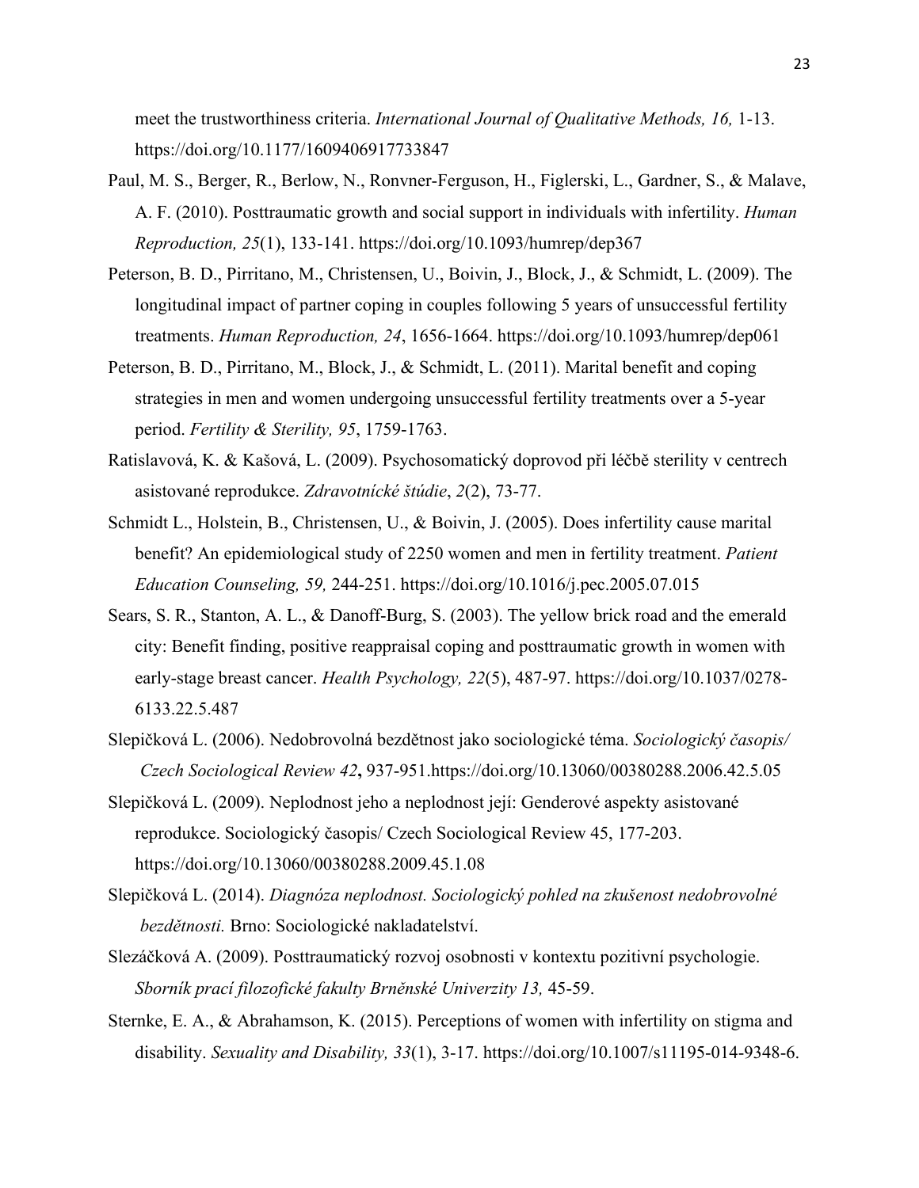meet the trustworthiness criteria. *International Journal of Qualitative Methods, 16,* 1-13. https://doi.org/10.1177/1609406917733847

Paul, M. S., Berger, R., Berlow, N., Ronvner-Ferguson, H., Figlerski, L., Gardner, S., & Malave, A. F. (2010). Posttraumatic growth and social support in individuals with infertility. *Human Reproduction, 25*(1), 133-141. https://doi.org/10.1093/humrep/dep367

Peterson, B. D., Pirritano, M., Christensen, U., Boivin, J., Block, J., & Schmidt, L. (2009). The longitudinal impact of partner coping in couples following 5 years of unsuccessful fertility treatments. *Human Reproduction, 24*, 1656-1664. https://doi.org/10.1093/humrep/dep061

Peterson, B. D., Pirritano, M., Block, J., & Schmidt, L. (2011). Marital benefit and coping strategies in men and women undergoing unsuccessful fertility treatments over a 5-year period. *Fertility & Sterility, 95*, 1759-1763.

Ratislavová, K. & Kašová, L. (2009). Psychosomatický doprovod při léčbě sterility v centrech asistované reprodukce. *Zdravotnícké štúdie*, *2*(2), 73-77.

Schmidt L., Holstein, B., Christensen, U., & Boivin, J. (2005). Does infertility cause marital benefit? An epidemiological study of 2250 women and men in fertility treatment. *Patient Education Counseling, 59,* 244-251. https://doi.org/10.1016/j.pec.2005.07.015

Sears, S. R., Stanton, A. L., & Danoff-Burg, S. (2003). The yellow brick road and the emerald city: Benefit finding, positive reappraisal coping and posttraumatic growth in women with early-stage breast cancer. *Health Psychology, 22*(5), 487-97. https://doi.org/10.1037/0278-6133.22.5.487

Slepičková L. (2006). Nedobrovolná bezdětnost jako sociologické téma. *Sociologický časopis/ Czech Sociological Review 42***,** 937-951.https://doi.org/10.13060/00380288.2006.42.5.05

Slepičková L. (2009). Neplodnost jeho a neplodnost její: Genderové aspekty asistované reprodukce. Sociologický časopis/ Czech Sociological Review 45, 177-203. https://doi.org/10.13060/00380288.2009.45.1.08

Slepičková L. (2014). *Diagnóza neplodnost. Sociologický pohled na zkušenost nedobrovolné bezdětnosti.* Brno: Sociologické nakladatelství.

Slezáčková A. (2009). Posttraumatický rozvoj osobnosti v kontextu pozitivní psychologie. *Sborník prací filozofické fakulty Brněnské Univerzity 13,* 45-59.

Sternke, E. A., & Abrahamson, K. (2015). Perceptions of women with infertility on stigma and disability. *Sexuality and Disability, 33*(1), 3-17. https://doi.org/10.1007/s11195-014-9348-6.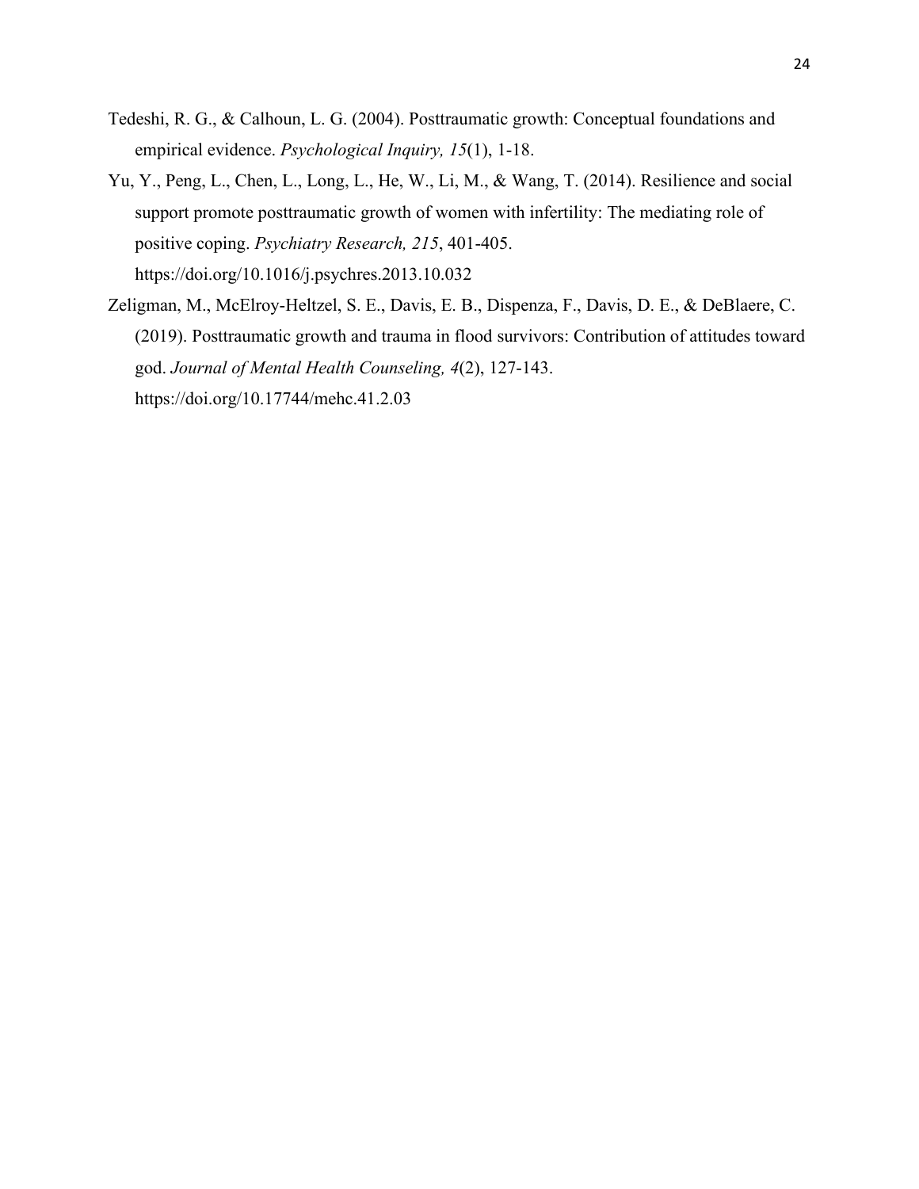Tedeshi, R. G., & Calhoun, L. G. (2004). Posttraumatic growth: Conceptual foundations and empirical evidence. *Psychological Inquiry, 15*(1), 1-18.

Yu, Y., Peng, L., Chen, L., Long, L., He, W., Li, M., & Wang, T. (2014). Resilience and social support promote posttraumatic growth of women with infertility: The mediating role of positive coping. *Psychiatry Research, 215*, 401-405. https://doi.org/10.1016/j.psychres.2013.10.032

Zeligman, M., McElroy-Heltzel, S. E., Davis, E. B., Dispenza, F., Davis, D. E., & DeBlaere, C. (2019). Posttraumatic growth and trauma in flood survivors: Contribution of attitudes toward god. *Journal of Mental Health Counseling, 4*(2), 127-143. https://doi.org/10.17744/mehc.41.2.03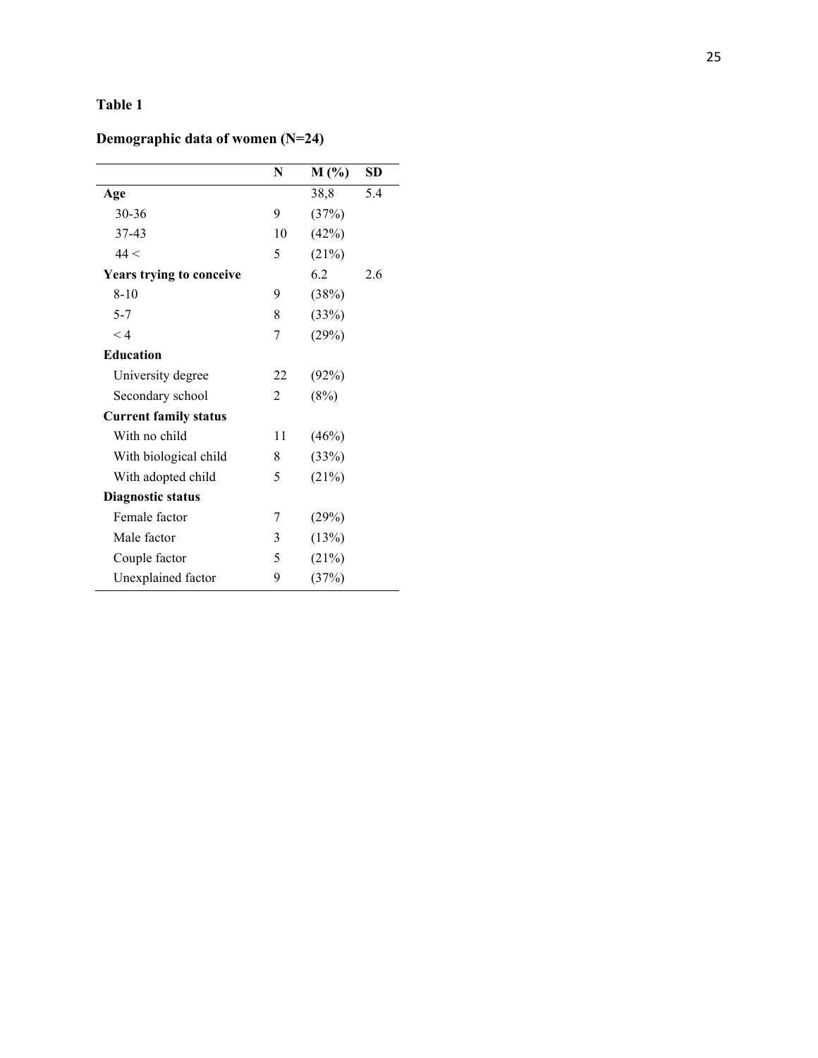**Table 1**

**Demographic data of women (N=24)**

| | N | M (%) | SD |
|---|---|---|---|
| **Age** | | 38,8 | 5.4 |
| 30-36 | 9 | (37%) | |
| 37-43 | 10 | (42%) | |
| 44 < | 5 | (21%) | |
| **Years trying to conceive** | | 6.2 | 2.6 |
| 8-10 | 9 | (38%) | |
| 5-7 | 8 | (33%) | |
| < 4 | 7 | (29%) | |
| **Education** | | | |
| University degree | 22 | (92%) | |
| Secondary school | 2 | (8%) | |
| **Current family status** | | | |
| With no child | 11 | (46%) | |
| With biological child | 8 | (33%) | |
| With adopted child | 5 | (21%) | |
| **Diagnostic status** | | | |
| Female factor | 7 | (29%) | |
| Male factor | 3 | (13%) | |
| Couple factor | 5 | (21%) | |
| Unexplained factor | 9 | (37%) | |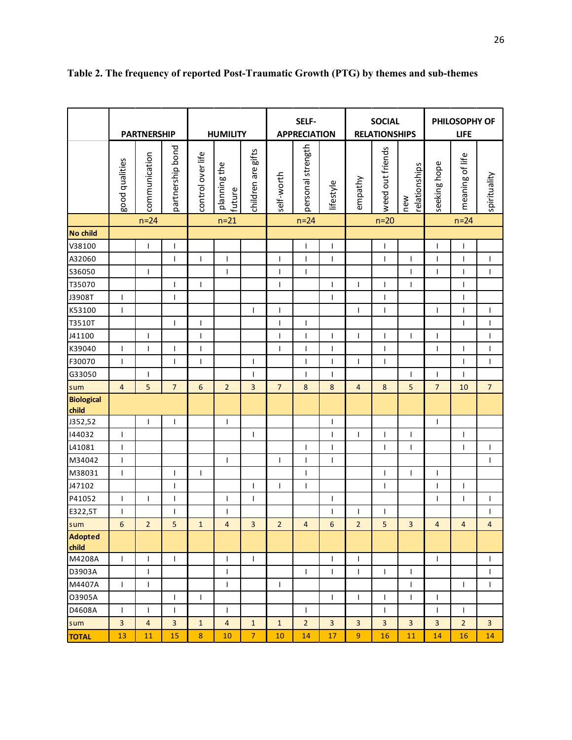**Table 2. The frequency of reported Post-Traumatic Growth (PTG) by themes and sub-themes**

| | PARTNERSHIP | | | HUMILITY | | | SELF-APPRECIATION | | | SOCIAL RELATIONSHIPS | | | PHILOSOPHY OF LIFE | | |
|---|---|---|---|---|---|---|---|---|---|---|---|---|---|---|---|
| | good qualities | communication | partnership bond | control over life | planning the future | children are gifts | self-worth | personal strength | lifestyle | empathy | weed out friends | new relationships | seeking hope | meaning of life | spirituality |
| | | n=24 | | | n=21 | | | n=24 | | | n=20 | | | n=24 | |
| **No child** | | | | | | | | | | | | | | | |
| V38100 | | I | I | | | | | I | I | | I | | I | I | |
| A32060 | | | I | I | I | | I | I | I | | I | I | I | I | I |
| S36050 | | I | | | I | | I | I | | | | I | I | I | I |
| T35070 | | | I | I | | | I | | I | I | I | I | | I | |
| J3908T | I | | I | | | | | | I | | I | | | I | |
| K53100 | I | | | | | I | I | | | I | I | | I | I | I |
| T3510T | | | I | I | | | I | I | | | | | | I | I |
| J41100 | | I | | I | | | I | I | I | I | I | I | I | | I |
| K39040 | I | I | I | I | | | I | I | I | | I | | I | I | I |
| F30070 | I | | I | I | | I | | I | I | I | I | | | I | I |
| G33050 | | I | | | | I | | I | I | | | I | I | I | |
| sum | 4 | 5 | 7 | 6 | 2 | 3 | 7 | 8 | 8 | 4 | 8 | 5 | 7 | 10 | 7 |
| **Biological child** | | | | | | | | | | | | | | | |
| J352,52 | | I | I | | I | | | | I | | | | I | | |
| I44032 | I | | | | | I | | | I | I | I | I | | I | |
| L41081 | I | | | | | | | I | I | | I | I | | I | I |
| M34042 | I | | | | I | | I | I | I | | | | | | I |
| M38031 | I | | I | I | | | | I | | | I | I | I | | |
| J47102 | | | I | | | I | I | I | | | I | | I | I | |
| P41052 | I | I | I | | I | I | | | I | | | | I | I | I |
| E322,5T | I | | I | | I | | | | I | I | I | | | | I |
| sum | 6 | 2 | 5 | 1 | 4 | 3 | 2 | 4 | 6 | 2 | 5 | 3 | 4 | 4 | 4 |
| **Adopted child** | | | | | | | | | | | | | | | |
| M4208A | I | I | I | | I | I | | | I | I | | | I | | I |
| D3903A | | I | | | I | | | I | I | I | I | I | | | I |
| M4407A | I | I | | | I | | I | | | | | I | | I | I |
| O3905A | | | I | I | | | | | I | I | I | I | I | | |
| D4608A | I | I | I | | I | | | I | | | I | | I | I | |
| sum | 3 | 4 | 3 | 1 | 4 | 1 | 1 | 2 | 3 | 3 | 3 | 3 | 3 | 2 | 3 |
| **TOTAL** | 13 | 11 | 15 | 8 | 10 | 7 | 10 | 14 | 17 | 9 | 16 | 11 | 14 | 16 | 14 |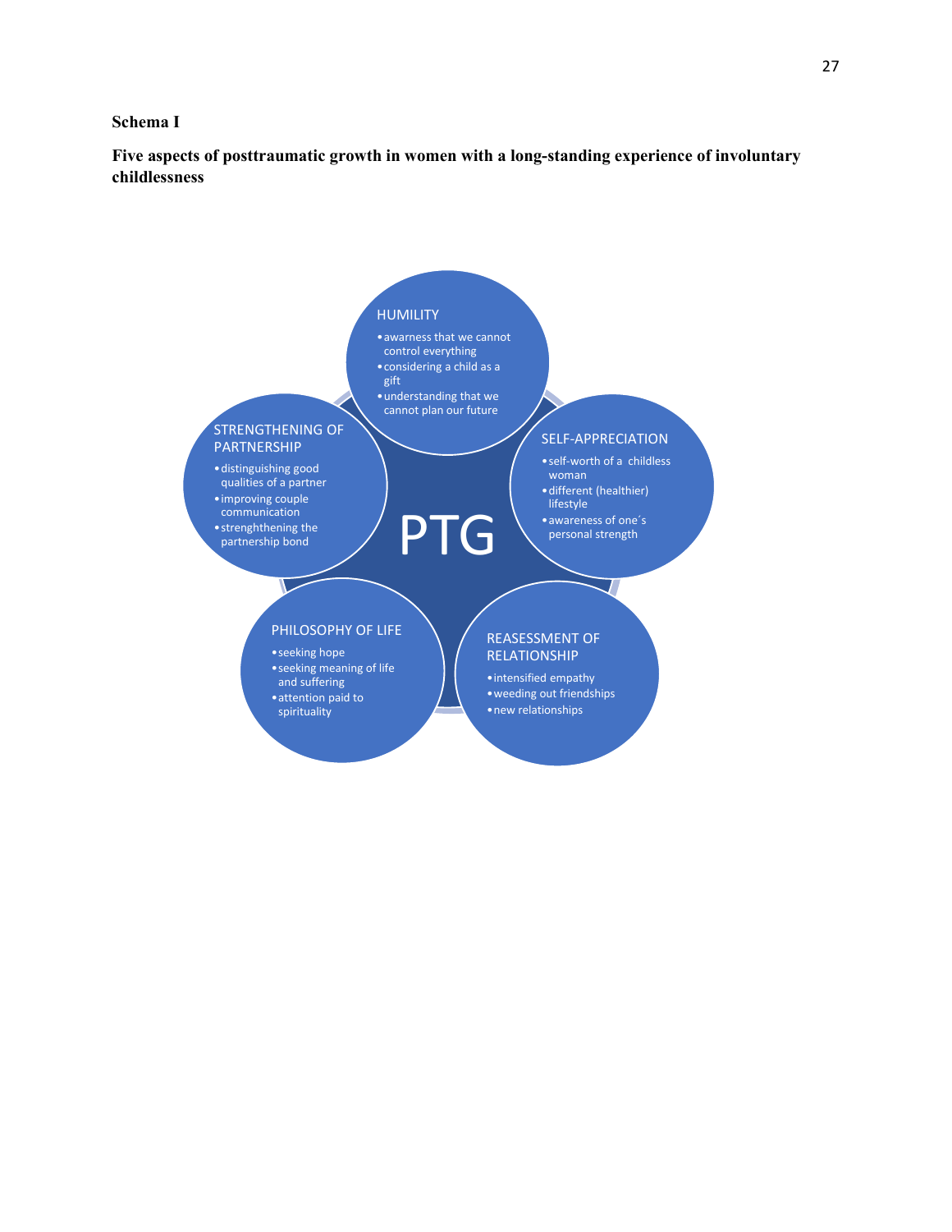**Schema I**

**Five aspects of posttraumatic growth in women with a long-standing experience of involuntary childlessness**

PTG

HUMILITY
- awarness that we cannot control everything
- considering a child as a gift
- understanding that we cannot plan our future

SELF-APPRECIATION
- self-worth of a childless woman
- different (healthier) lifestyle
- awareness of one´s personal strength

REASESSMENT OF RELATIONSHIP
- intensified empathy
- weeding out friendships
- new relationships

PHILOSOPHY OF LIFE
- seeking hope
- seeking meaning of life and suffering
- attention paid to spirituality

STRENGTHENING OF PARTNERSHIP
- distinguishing good qualities of a partner
- improving couple communication
- strenghthening the partnership bond